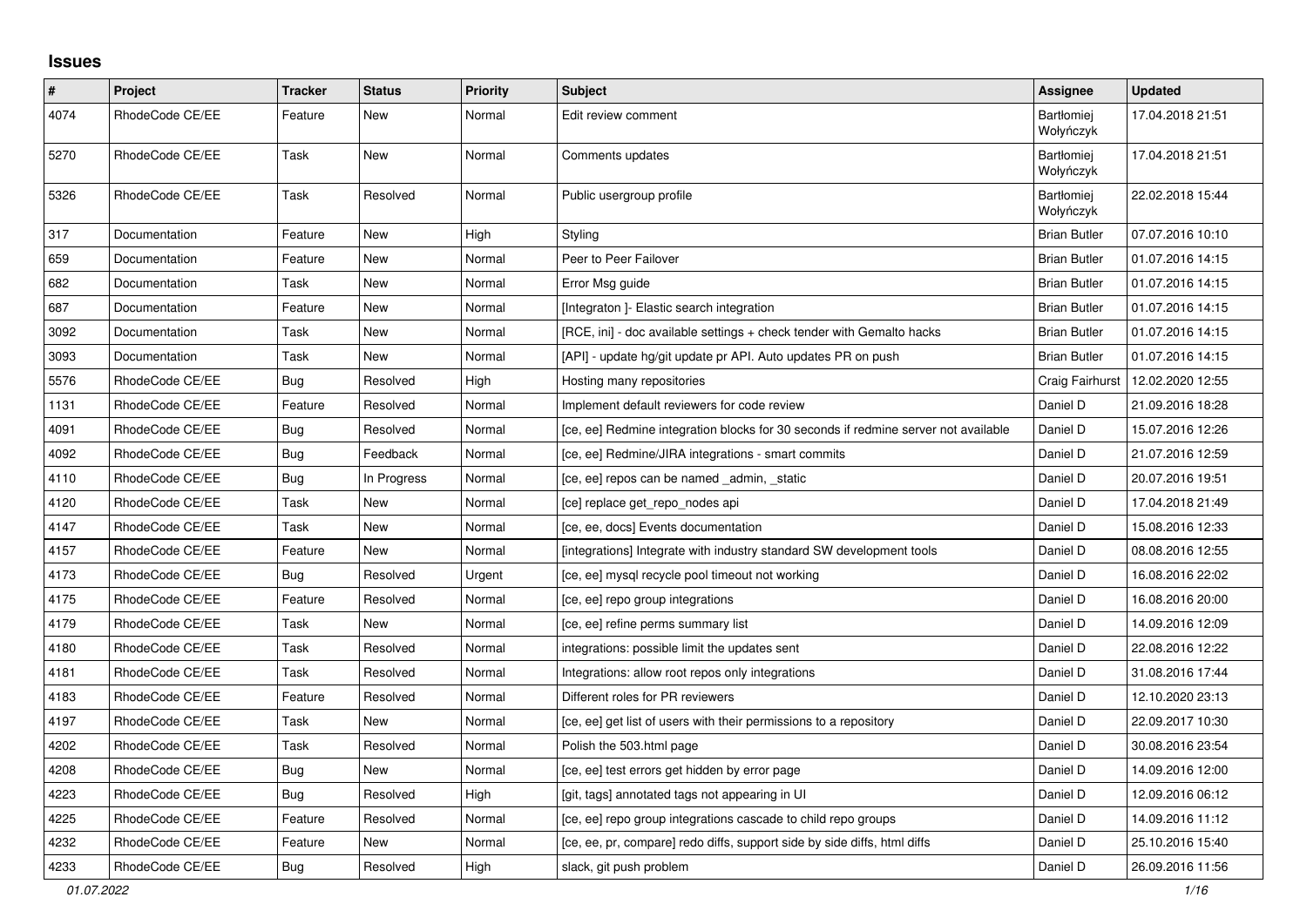# Issues

| # | Project | Tracker | Status | Priority | Subject | Assignee | Updated |
|---|---|---|---|---|---|---|---|
| 4074 | RhodeCode CE/EE | Feature | New | Normal | Edit review comment | Bartłomiej Wołyńczyk | 17.04.2018 21:51 |
| 5270 | RhodeCode CE/EE | Task | New | Normal | Comments updates | Bartłomiej Wołyńczyk | 17.04.2018 21:51 |
| 5326 | RhodeCode CE/EE | Task | Resolved | Normal | Public usergroup profile | Bartłomiej Wołyńczyk | 22.02.2018 15:44 |
| 317 | Documentation | Feature | New | High | Styling | Brian Butler | 07.07.2016 10:10 |
| 659 | Documentation | Feature | New | Normal | Peer to Peer Failover | Brian Butler | 01.07.2016 14:15 |
| 682 | Documentation | Task | New | Normal | Error Msg guide | Brian Butler | 01.07.2016 14:15 |
| 687 | Documentation | Feature | New | Normal | [Integraton ]- Elastic search integration | Brian Butler | 01.07.2016 14:15 |
| 3092 | Documentation | Task | New | Normal | [RCE, ini] - doc available settings + check tender with Gemalto hacks | Brian Butler | 01.07.2016 14:15 |
| 3093 | Documentation | Task | New | Normal | [API] - update hg/git update pr API. Auto updates PR on push | Brian Butler | 01.07.2016 14:15 |
| 5576 | RhodeCode CE/EE | Bug | Resolved | High | Hosting many repositories | Craig Fairhurst | 12.02.2020 12:55 |
| 1131 | RhodeCode CE/EE | Feature | Resolved | Normal | Implement default reviewers for code review | Daniel D | 21.09.2016 18:28 |
| 4091 | RhodeCode CE/EE | Bug | Resolved | Normal | [ce, ee] Redmine integration blocks for 30 seconds if redmine server not available | Daniel D | 15.07.2016 12:26 |
| 4092 | RhodeCode CE/EE | Bug | Feedback | Normal | [ce, ee] Redmine/JIRA integrations - smart commits | Daniel D | 21.07.2016 12:59 |
| 4110 | RhodeCode CE/EE | Bug | In Progress | Normal | [ce, ee] repos can be named _admin, _static | Daniel D | 20.07.2016 19:51 |
| 4120 | RhodeCode CE/EE | Task | New | Normal | [ce] replace get_repo_nodes api | Daniel D | 17.04.2018 21:49 |
| 4147 | RhodeCode CE/EE | Task | New | Normal | [ce, ee, docs] Events documentation | Daniel D | 15.08.2016 12:33 |
| 4157 | RhodeCode CE/EE | Feature | New | Normal | [integrations] Integrate with industry standard SW development tools | Daniel D | 08.08.2016 12:55 |
| 4173 | RhodeCode CE/EE | Bug | Resolved | Urgent | [ce, ee] mysql recycle pool timeout not working | Daniel D | 16.08.2016 22:02 |
| 4175 | RhodeCode CE/EE | Feature | Resolved | Normal | [ce, ee] repo group integrations | Daniel D | 16.08.2016 20:00 |
| 4179 | RhodeCode CE/EE | Task | New | Normal | [ce, ee] refine perms summary list | Daniel D | 14.09.2016 12:09 |
| 4180 | RhodeCode CE/EE | Task | Resolved | Normal | integrations: possible limit the updates sent | Daniel D | 22.08.2016 12:22 |
| 4181 | RhodeCode CE/EE | Task | Resolved | Normal | Integrations: allow root repos only integrations | Daniel D | 31.08.2016 17:44 |
| 4183 | RhodeCode CE/EE | Feature | Resolved | Normal | Different roles for PR reviewers | Daniel D | 12.10.2020 23:13 |
| 4197 | RhodeCode CE/EE | Task | New | Normal | [ce, ee] get list of users with their permissions to a repository | Daniel D | 22.09.2017 10:30 |
| 4202 | RhodeCode CE/EE | Task | Resolved | Normal | Polish the 503.html page | Daniel D | 30.08.2016 23:54 |
| 4208 | RhodeCode CE/EE | Bug | New | Normal | [ce, ee] test errors get hidden by error page | Daniel D | 14.09.2016 12:00 |
| 4223 | RhodeCode CE/EE | Bug | Resolved | High | [git, tags] annotated tags not appearing in UI | Daniel D | 12.09.2016 06:12 |
| 4225 | RhodeCode CE/EE | Feature | Resolved | Normal | [ce, ee] repo group integrations cascade to child repo groups | Daniel D | 14.09.2016 11:12 |
| 4232 | RhodeCode CE/EE | Feature | New | Normal | [ce, ee, pr, compare] redo diffs, support side by side diffs, html diffs | Daniel D | 25.10.2016 15:40 |
| 4233 | RhodeCode CE/EE | Bug | Resolved | High | slack, git push problem | Daniel D | 26.09.2016 11:56 |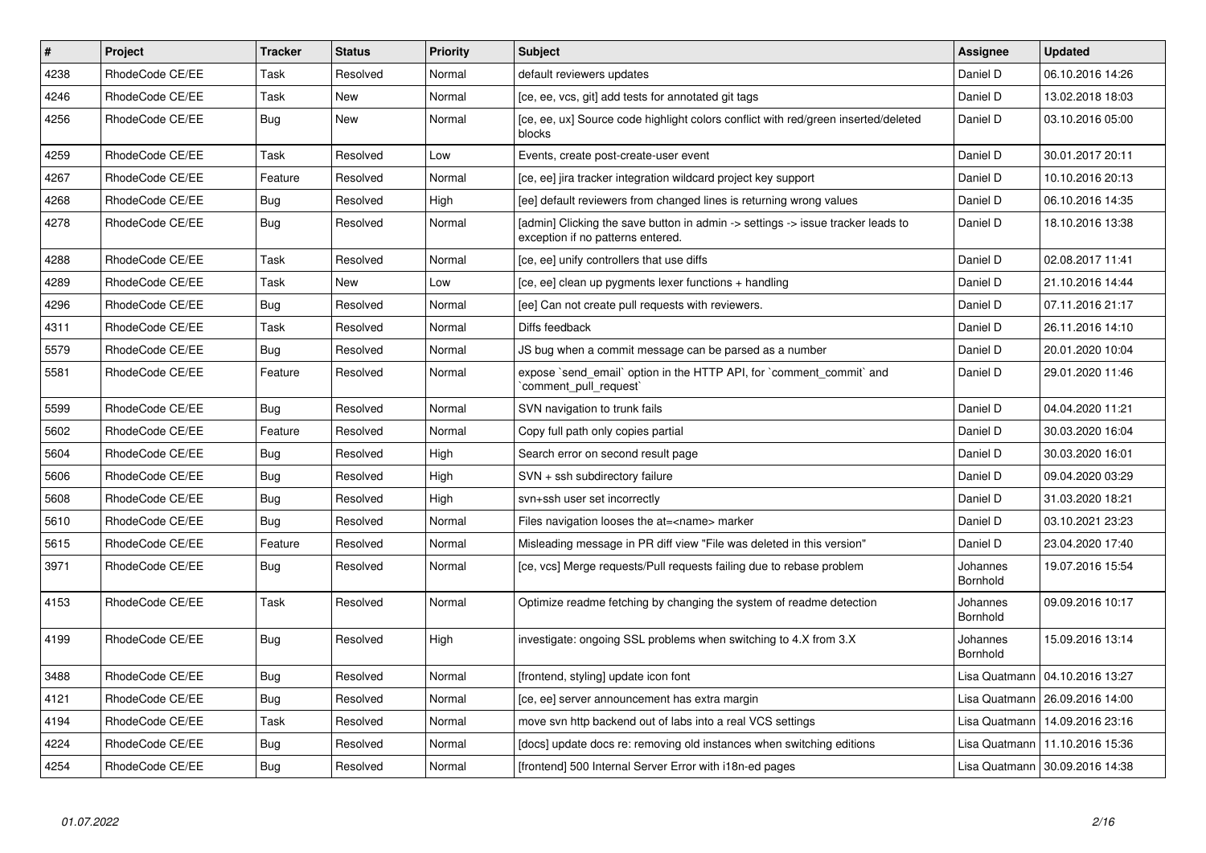| # | Project | Tracker | Status | Priority | Subject | Assignee | Updated |
|---|---|---|---|---|---|---|---|
| 4238 | RhodeCode CE/EE | Task | Resolved | Normal | default reviewers updates | Daniel D | 06.10.2016 14:26 |
| 4246 | RhodeCode CE/EE | Task | New | Normal | [ce, ee, vcs, git] add tests for annotated git tags | Daniel D | 13.02.2018 18:03 |
| 4256 | RhodeCode CE/EE | Bug | New | Normal | [ce, ee, ux] Source code highlight colors conflict with red/green inserted/deleted blocks | Daniel D | 03.10.2016 05:00 |
| 4259 | RhodeCode CE/EE | Task | Resolved | Low | Events, create post-create-user event | Daniel D | 30.01.2017 20:11 |
| 4267 | RhodeCode CE/EE | Feature | Resolved | Normal | [ce, ee] jira tracker integration wildcard project key support | Daniel D | 10.10.2016 20:13 |
| 4268 | RhodeCode CE/EE | Bug | Resolved | High | [ee] default reviewers from changed lines is returning wrong values | Daniel D | 06.10.2016 14:35 |
| 4278 | RhodeCode CE/EE | Bug | Resolved | Normal | [admin] Clicking the save button in admin -> settings -> issue tracker leads to exception if no patterns entered. | Daniel D | 18.10.2016 13:38 |
| 4288 | RhodeCode CE/EE | Task | Resolved | Normal | [ce, ee] unify controllers that use diffs | Daniel D | 02.08.2017 11:41 |
| 4289 | RhodeCode CE/EE | Task | New | Low | [ce, ee] clean up pygments lexer functions + handling | Daniel D | 21.10.2016 14:44 |
| 4296 | RhodeCode CE/EE | Bug | Resolved | Normal | [ee] Can not create pull requests with reviewers. | Daniel D | 07.11.2016 21:17 |
| 4311 | RhodeCode CE/EE | Task | Resolved | Normal | Diffs feedback | Daniel D | 26.11.2016 14:10 |
| 5579 | RhodeCode CE/EE | Bug | Resolved | Normal | JS bug when a commit message can be parsed as a number | Daniel D | 20.01.2020 10:04 |
| 5581 | RhodeCode CE/EE | Feature | Resolved | Normal | expose `send_email` option in the HTTP API, for `comment_commit` and `comment_pull_request` | Daniel D | 29.01.2020 11:46 |
| 5599 | RhodeCode CE/EE | Bug | Resolved | Normal | SVN navigation to trunk fails | Daniel D | 04.04.2020 11:21 |
| 5602 | RhodeCode CE/EE | Feature | Resolved | Normal | Copy full path only copies partial | Daniel D | 30.03.2020 16:04 |
| 5604 | RhodeCode CE/EE | Bug | Resolved | High | Search error on second result page | Daniel D | 30.03.2020 16:01 |
| 5606 | RhodeCode CE/EE | Bug | Resolved | High | SVN + ssh subdirectory failure | Daniel D | 09.04.2020 03:29 |
| 5608 | RhodeCode CE/EE | Bug | Resolved | High | svn+ssh user set incorrectly | Daniel D | 31.03.2020 18:21 |
| 5610 | RhodeCode CE/EE | Bug | Resolved | Normal | Files navigation looses the at=<name> marker | Daniel D | 03.10.2021 23:23 |
| 5615 | RhodeCode CE/EE | Feature | Resolved | Normal | Misleading message in PR diff view "File was deleted in this version" | Daniel D | 23.04.2020 17:40 |
| 3971 | RhodeCode CE/EE | Bug | Resolved | Normal | [ce, vcs] Merge requests/Pull requests failing due to rebase problem | Johannes Bornhold | 19.07.2016 15:54 |
| 4153 | RhodeCode CE/EE | Task | Resolved | Normal | Optimize readme fetching by changing the system of readme detection | Johannes Bornhold | 09.09.2016 10:17 |
| 4199 | RhodeCode CE/EE | Bug | Resolved | High | investigate: ongoing SSL problems when switching to 4.X from 3.X | Johannes Bornhold | 15.09.2016 13:14 |
| 3488 | RhodeCode CE/EE | Bug | Resolved | Normal | [frontend, styling] update icon font | Lisa Quatmann | 04.10.2016 13:27 |
| 4121 | RhodeCode CE/EE | Bug | Resolved | Normal | [ce, ee] server announcement has extra margin | Lisa Quatmann | 26.09.2016 14:00 |
| 4194 | RhodeCode CE/EE | Task | Resolved | Normal | move svn http backend out of labs into a real VCS settings | Lisa Quatmann | 14.09.2016 23:16 |
| 4224 | RhodeCode CE/EE | Bug | Resolved | Normal | [docs] update docs re: removing old instances when switching editions | Lisa Quatmann | 11.10.2016 15:36 |
| 4254 | RhodeCode CE/EE | Bug | Resolved | Normal | [frontend] 500 Internal Server Error with i18n-ed pages | Lisa Quatmann | 30.09.2016 14:38 |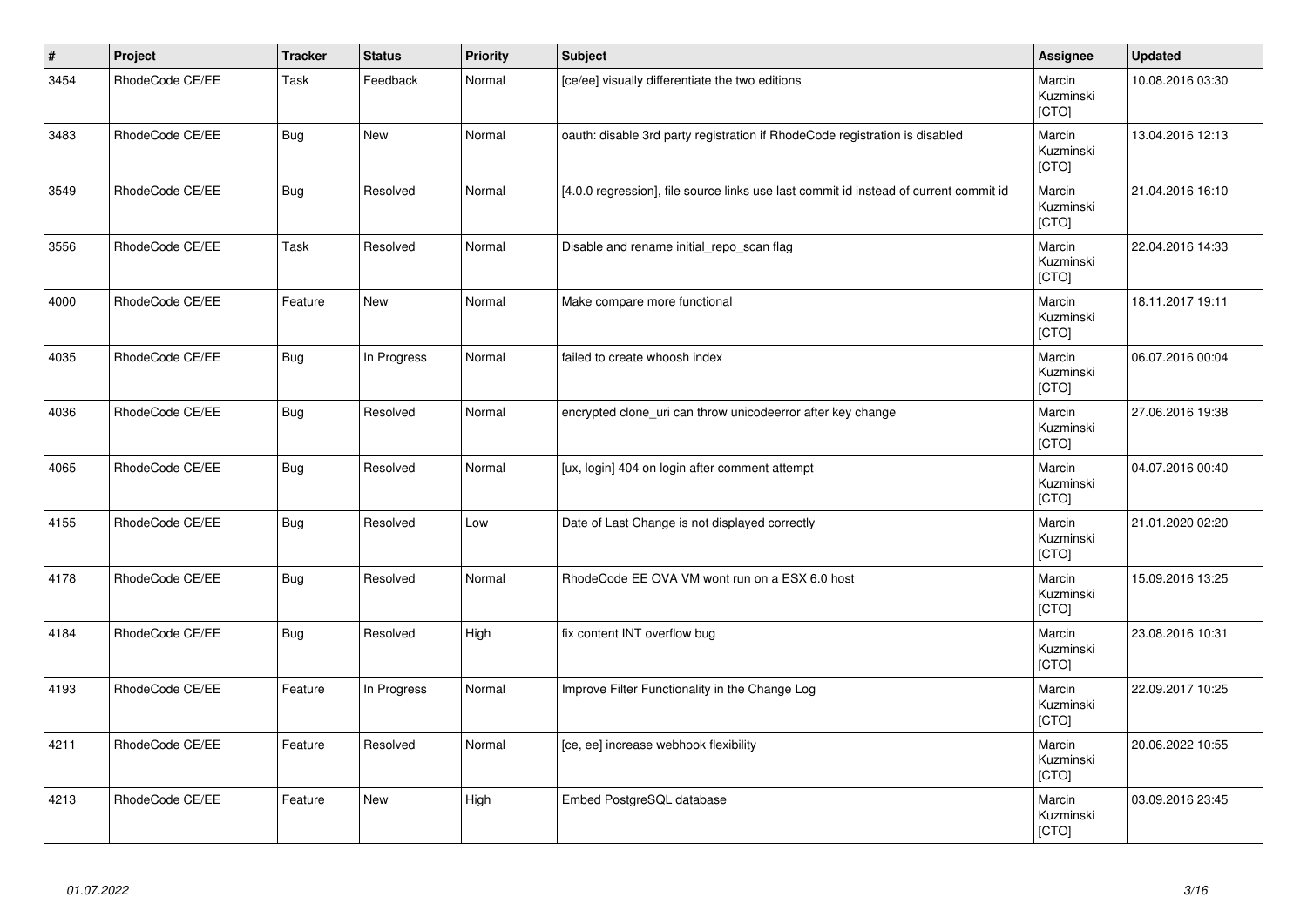| # | Project | Tracker | Status | Priority | Subject | Assignee | Updated |
|---|---|---|---|---|---|---|---|
| 3454 | RhodeCode CE/EE | Task | Feedback | Normal | [ce/ee] visually differentiate the two editions | Marcin Kuzminski [CTO] | 10.08.2016 03:30 |
| 3483 | RhodeCode CE/EE | Bug | New | Normal | oauth: disable 3rd party registration if RhodeCode registration is disabled | Marcin Kuzminski [CTO] | 13.04.2016 12:13 |
| 3549 | RhodeCode CE/EE | Bug | Resolved | Normal | [4.0.0 regression], file source links use last commit id instead of current commit id | Marcin Kuzminski [CTO] | 21.04.2016 16:10 |
| 3556 | RhodeCode CE/EE | Task | Resolved | Normal | Disable and rename initial_repo_scan flag | Marcin Kuzminski [CTO] | 22.04.2016 14:33 |
| 4000 | RhodeCode CE/EE | Feature | New | Normal | Make compare more functional | Marcin Kuzminski [CTO] | 18.11.2017 19:11 |
| 4035 | RhodeCode CE/EE | Bug | In Progress | Normal | failed to create whoosh index | Marcin Kuzminski [CTO] | 06.07.2016 00:04 |
| 4036 | RhodeCode CE/EE | Bug | Resolved | Normal | encrypted clone_uri can throw unicodeerror after key change | Marcin Kuzminski [CTO] | 27.06.2016 19:38 |
| 4065 | RhodeCode CE/EE | Bug | Resolved | Normal | [ux, login] 404 on login after comment attempt | Marcin Kuzminski [CTO] | 04.07.2016 00:40 |
| 4155 | RhodeCode CE/EE | Bug | Resolved | Low | Date of Last Change is not displayed correctly | Marcin Kuzminski [CTO] | 21.01.2020 02:20 |
| 4178 | RhodeCode CE/EE | Bug | Resolved | Normal | RhodeCode EE OVA VM wont run on a ESX 6.0 host | Marcin Kuzminski [CTO] | 15.09.2016 13:25 |
| 4184 | RhodeCode CE/EE | Bug | Resolved | High | fix content INT overflow bug | Marcin Kuzminski [CTO] | 23.08.2016 10:31 |
| 4193 | RhodeCode CE/EE | Feature | In Progress | Normal | Improve Filter Functionality in the Change Log | Marcin Kuzminski [CTO] | 22.09.2017 10:25 |
| 4211 | RhodeCode CE/EE | Feature | Resolved | Normal | [ce, ee] increase webhook flexibility | Marcin Kuzminski [CTO] | 20.06.2022 10:55 |
| 4213 | RhodeCode CE/EE | Feature | New | High | Embed PostgreSQL database | Marcin Kuzminski [CTO] | 03.09.2016 23:45 |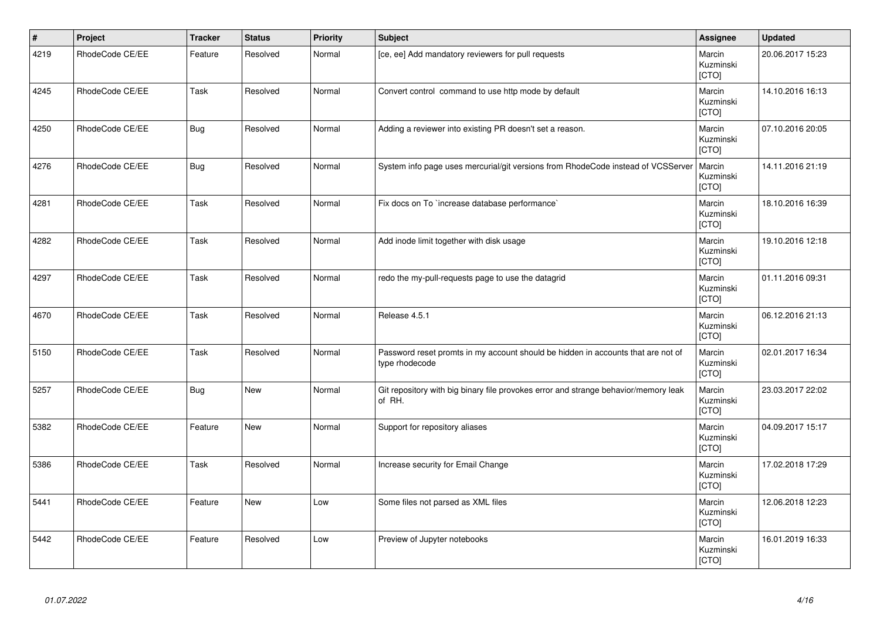| # | Project | Tracker | Status | Priority | Subject | Assignee | Updated |
|---|---|---|---|---|---|---|---|
| 4219 | RhodeCode CE/EE | Feature | Resolved | Normal | [ce, ee] Add mandatory reviewers for pull requests | Marcin Kuzminski [CTO] | 20.06.2017 15:23 |
| 4245 | RhodeCode CE/EE | Task | Resolved | Normal | Convert control command to use http mode by default | Marcin Kuzminski [CTO] | 14.10.2016 16:13 |
| 4250 | RhodeCode CE/EE | Bug | Resolved | Normal | Adding a reviewer into existing PR doesn't set a reason. | Marcin Kuzminski [CTO] | 07.10.2016 20:05 |
| 4276 | RhodeCode CE/EE | Bug | Resolved | Normal | System info page uses mercurial/git versions from RhodeCode instead of VCSServer | Marcin Kuzminski [CTO] | 14.11.2016 21:19 |
| 4281 | RhodeCode CE/EE | Task | Resolved | Normal | Fix docs on To `increase database performance` | Marcin Kuzminski [CTO] | 18.10.2016 16:39 |
| 4282 | RhodeCode CE/EE | Task | Resolved | Normal | Add inode limit together with disk usage | Marcin Kuzminski [CTO] | 19.10.2016 12:18 |
| 4297 | RhodeCode CE/EE | Task | Resolved | Normal | redo the my-pull-requests page to use the datagrid | Marcin Kuzminski [CTO] | 01.11.2016 09:31 |
| 4670 | RhodeCode CE/EE | Task | Resolved | Normal | Release 4.5.1 | Marcin Kuzminski [CTO] | 06.12.2016 21:13 |
| 5150 | RhodeCode CE/EE | Task | Resolved | Normal | Password reset promts in my account should be hidden in accounts that are not of type rhodecode | Marcin Kuzminski [CTO] | 02.01.2017 16:34 |
| 5257 | RhodeCode CE/EE | Bug | New | Normal | Git repository with big binary file provokes error and strange behavior/memory leak of RH. | Marcin Kuzminski [CTO] | 23.03.2017 22:02 |
| 5382 | RhodeCode CE/EE | Feature | New | Normal | Support for repository aliases | Marcin Kuzminski [CTO] | 04.09.2017 15:17 |
| 5386 | RhodeCode CE/EE | Task | Resolved | Normal | Increase security for Email Change | Marcin Kuzminski [CTO] | 17.02.2018 17:29 |
| 5441 | RhodeCode CE/EE | Feature | New | Low | Some files not parsed as XML files | Marcin Kuzminski [CTO] | 12.06.2018 12:23 |
| 5442 | RhodeCode CE/EE | Feature | Resolved | Low | Preview of Jupyter notebooks | Marcin Kuzminski [CTO] | 16.01.2019 16:33 |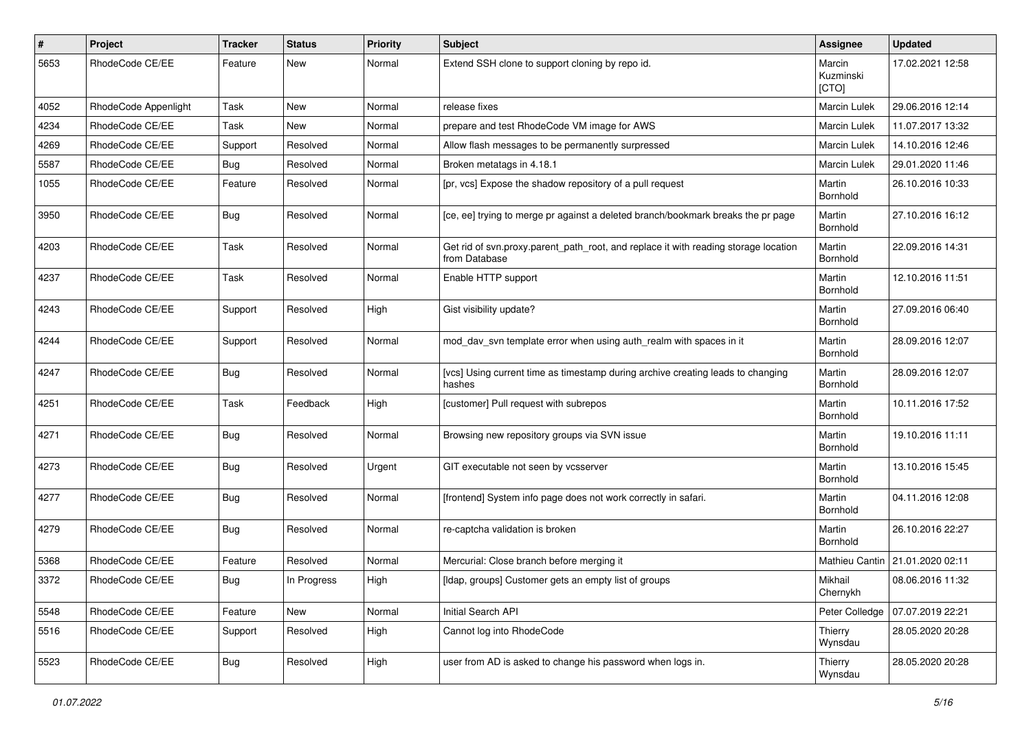| # | Project | Tracker | Status | Priority | Subject | Assignee | Updated |
|---|---|---|---|---|---|---|---|
| 5653 | RhodeCode CE/EE | Feature | New | Normal | Extend SSH clone to support cloning by repo id. | Marcin Kuzminski [CTO] | 17.02.2021 12:58 |
| 4052 | RhodeCode Appenlight | Task | New | Normal | release fixes | Marcin Lulek | 29.06.2016 12:14 |
| 4234 | RhodeCode CE/EE | Task | New | Normal | prepare and test RhodeCode VM image for AWS | Marcin Lulek | 11.07.2017 13:32 |
| 4269 | RhodeCode CE/EE | Support | Resolved | Normal | Allow flash messages to be permanently surpressed | Marcin Lulek | 14.10.2016 12:46 |
| 5587 | RhodeCode CE/EE | Bug | Resolved | Normal | Broken metatags in 4.18.1 | Marcin Lulek | 29.01.2020 11:46 |
| 1055 | RhodeCode CE/EE | Feature | Resolved | Normal | [pr, vcs] Expose the shadow repository of a pull request | Martin Bornhold | 26.10.2016 10:33 |
| 3950 | RhodeCode CE/EE | Bug | Resolved | Normal | [ce, ee] trying to merge pr against a deleted branch/bookmark breaks the pr page | Martin Bornhold | 27.10.2016 16:12 |
| 4203 | RhodeCode CE/EE | Task | Resolved | Normal | Get rid of svn.proxy.parent_path_root, and replace it with reading storage location from Database | Martin Bornhold | 22.09.2016 14:31 |
| 4237 | RhodeCode CE/EE | Task | Resolved | Normal | Enable HTTP support | Martin Bornhold | 12.10.2016 11:51 |
| 4243 | RhodeCode CE/EE | Support | Resolved | High | Gist visibility update? | Martin Bornhold | 27.09.2016 06:40 |
| 4244 | RhodeCode CE/EE | Support | Resolved | Normal | mod_dav_svn template error when using auth_realm with spaces in it | Martin Bornhold | 28.09.2016 12:07 |
| 4247 | RhodeCode CE/EE | Bug | Resolved | Normal | [vcs] Using current time as timestamp during archive creating leads to changing hashes | Martin Bornhold | 28.09.2016 12:07 |
| 4251 | RhodeCode CE/EE | Task | Feedback | High | [customer] Pull request with subrepos | Martin Bornhold | 10.11.2016 17:52 |
| 4271 | RhodeCode CE/EE | Bug | Resolved | Normal | Browsing new repository groups via SVN issue | Martin Bornhold | 19.10.2016 11:11 |
| 4273 | RhodeCode CE/EE | Bug | Resolved | Urgent | GIT executable not seen by vcsserver | Martin Bornhold | 13.10.2016 15:45 |
| 4277 | RhodeCode CE/EE | Bug | Resolved | Normal | [frontend] System info page does not work correctly in safari. | Martin Bornhold | 04.11.2016 12:08 |
| 4279 | RhodeCode CE/EE | Bug | Resolved | Normal | re-captcha validation is broken | Martin Bornhold | 26.10.2016 22:27 |
| 5368 | RhodeCode CE/EE | Feature | Resolved | Normal | Mercurial: Close branch before merging it | Mathieu Cantin | 21.01.2020 02:11 |
| 3372 | RhodeCode CE/EE | Bug | In Progress | High | [ldap, groups] Customer gets an empty list of groups | Mikhail Chernykh | 08.06.2016 11:32 |
| 5548 | RhodeCode CE/EE | Feature | New | Normal | Initial Search API | Peter Colledge | 07.07.2019 22:21 |
| 5516 | RhodeCode CE/EE | Support | Resolved | High | Cannot log into RhodeCode | Thierry Wynsdau | 28.05.2020 20:28 |
| 5523 | RhodeCode CE/EE | Bug | Resolved | High | user from AD is asked to change his password when logs in. | Thierry Wynsdau | 28.05.2020 20:28 |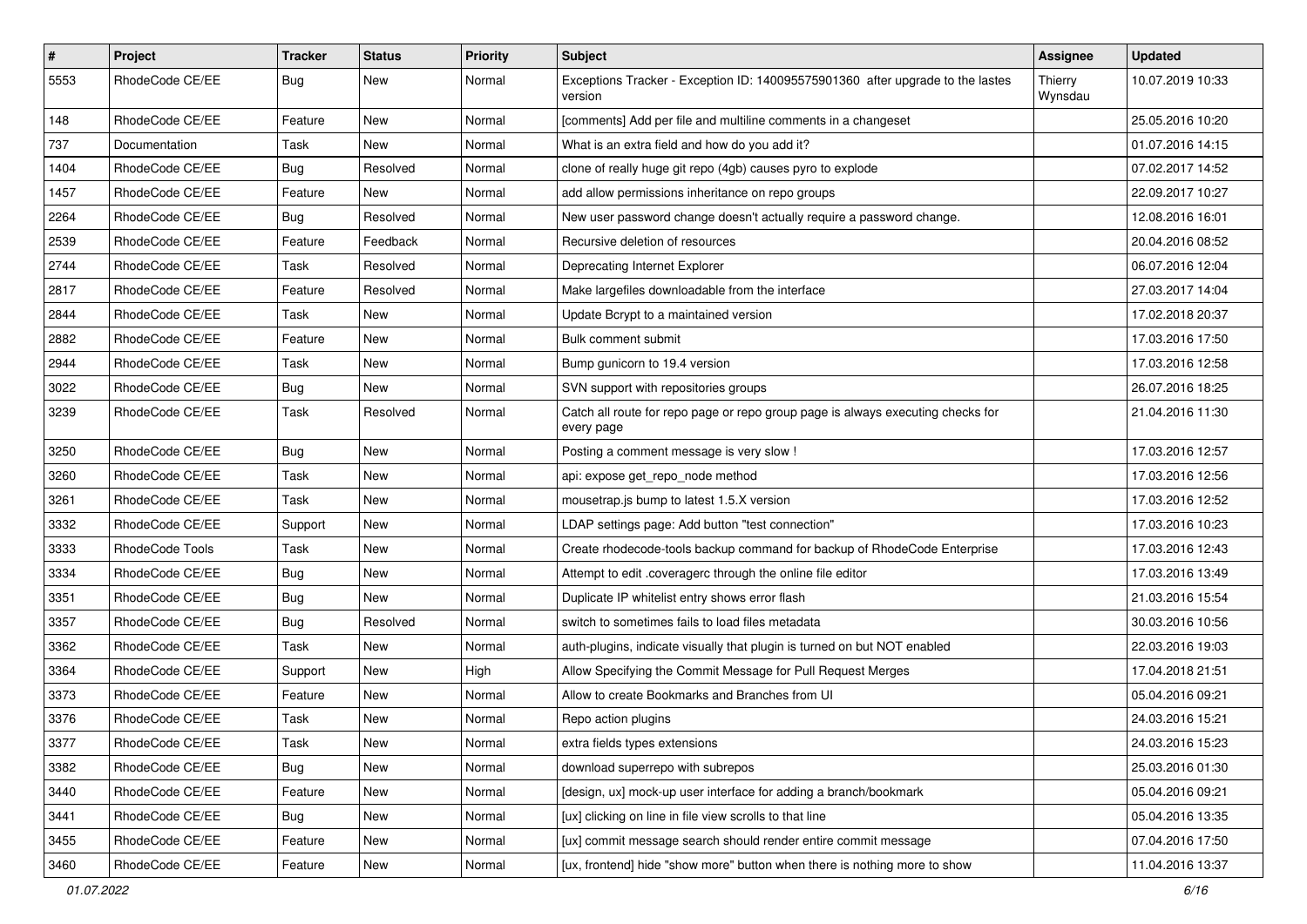| # | Project | Tracker | Status | Priority | Subject | Assignee | Updated |
|---|---|---|---|---|---|---|---|
| 5553 | RhodeCode CE/EE | Bug | New | Normal | Exceptions Tracker - Exception ID: 140095575901360 after upgrade to the lastes version | Thierry Wynsdau | 10.07.2019 10:33 |
| 148 | RhodeCode CE/EE | Feature | New | Normal | [comments] Add per file and multiline comments in a changeset | | 25.05.2016 10:20 |
| 737 | Documentation | Task | New | Normal | What is an extra field and how do you add it? | | 01.07.2016 14:15 |
| 1404 | RhodeCode CE/EE | Bug | Resolved | Normal | clone of really huge git repo (4gb) causes pyro to explode | | 07.02.2017 14:52 |
| 1457 | RhodeCode CE/EE | Feature | New | Normal | add allow permissions inheritance on repo groups | | 22.09.2017 10:27 |
| 2264 | RhodeCode CE/EE | Bug | Resolved | Normal | New user password change doesn't actually require a password change. | | 12.08.2016 16:01 |
| 2539 | RhodeCode CE/EE | Feature | Feedback | Normal | Recursive deletion of resources | | 20.04.2016 08:52 |
| 2744 | RhodeCode CE/EE | Task | Resolved | Normal | Deprecating Internet Explorer | | 06.07.2016 12:04 |
| 2817 | RhodeCode CE/EE | Feature | Resolved | Normal | Make largefiles downloadable from the interface | | 27.03.2017 14:04 |
| 2844 | RhodeCode CE/EE | Task | New | Normal | Update Bcrypt to a maintained version | | 17.02.2018 20:37 |
| 2882 | RhodeCode CE/EE | Feature | New | Normal | Bulk comment submit | | 17.03.2016 17:50 |
| 2944 | RhodeCode CE/EE | Task | New | Normal | Bump gunicorn to 19.4 version | | 17.03.2016 12:58 |
| 3022 | RhodeCode CE/EE | Bug | New | Normal | SVN support with repositories groups | | 26.07.2016 18:25 |
| 3239 | RhodeCode CE/EE | Task | Resolved | Normal | Catch all route for repo page or repo group page is always executing checks for every page | | 21.04.2016 11:30 |
| 3250 | RhodeCode CE/EE | Bug | New | Normal | Posting a comment message is very slow ! | | 17.03.2016 12:57 |
| 3260 | RhodeCode CE/EE | Task | New | Normal | api: expose get_repo_node method | | 17.03.2016 12:56 |
| 3261 | RhodeCode CE/EE | Task | New | Normal | mousetrap.js bump to latest 1.5.X version | | 17.03.2016 12:52 |
| 3332 | RhodeCode CE/EE | Support | New | Normal | LDAP settings page: Add button "test connection" | | 17.03.2016 10:23 |
| 3333 | RhodeCode Tools | Task | New | Normal | Create rhodecode-tools backup command for backup of RhodeCode Enterprise | | 17.03.2016 12:43 |
| 3334 | RhodeCode CE/EE | Bug | New | Normal | Attempt to edit .coveragerc through the online file editor | | 17.03.2016 13:49 |
| 3351 | RhodeCode CE/EE | Bug | New | Normal | Duplicate IP whitelist entry shows error flash | | 21.03.2016 15:54 |
| 3357 | RhodeCode CE/EE | Bug | Resolved | Normal | switch to sometimes fails to load files metadata | | 30.03.2016 10:56 |
| 3362 | RhodeCode CE/EE | Task | New | Normal | auth-plugins, indicate visually that plugin is turned on but NOT enabled | | 22.03.2016 19:03 |
| 3364 | RhodeCode CE/EE | Support | New | High | Allow Specifying the Commit Message for Pull Request Merges | | 17.04.2018 21:51 |
| 3373 | RhodeCode CE/EE | Feature | New | Normal | Allow to create Bookmarks and Branches from UI | | 05.04.2016 09:21 |
| 3376 | RhodeCode CE/EE | Task | New | Normal | Repo action plugins | | 24.03.2016 15:21 |
| 3377 | RhodeCode CE/EE | Task | New | Normal | extra fields types extensions | | 24.03.2016 15:23 |
| 3382 | RhodeCode CE/EE | Bug | New | Normal | download superrepo with subrepos | | 25.03.2016 01:30 |
| 3440 | RhodeCode CE/EE | Feature | New | Normal | [design, ux] mock-up user interface for adding a branch/bookmark | | 05.04.2016 09:21 |
| 3441 | RhodeCode CE/EE | Bug | New | Normal | [ux] clicking on line in file view scrolls to that line | | 05.04.2016 13:35 |
| 3455 | RhodeCode CE/EE | Feature | New | Normal | [ux] commit message search should render entire commit message | | 07.04.2016 17:50 |
| 3460 | RhodeCode CE/EE | Feature | New | Normal | [ux, frontend] hide "show more" button when there is nothing more to show | | 11.04.2016 13:37 |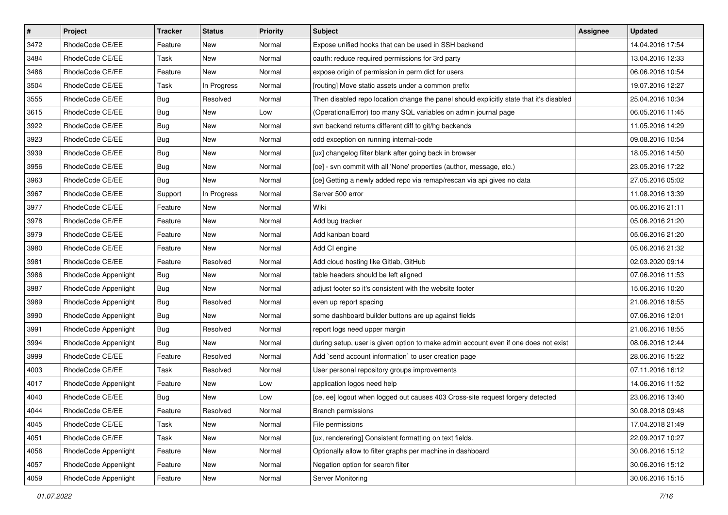| # | Project | Tracker | Status | Priority | Subject | Assignee | Updated |
|---|---|---|---|---|---|---|---|
| 3472 | RhodeCode CE/EE | Feature | New | Normal | Expose unified hooks that can be used in SSH backend | | 14.04.2016 17:54 |
| 3484 | RhodeCode CE/EE | Task | New | Normal | oauth: reduce required permissions for 3rd party | | 13.04.2016 12:33 |
| 3486 | RhodeCode CE/EE | Feature | New | Normal | expose origin of permission in perm dict for users | | 06.06.2016 10:54 |
| 3504 | RhodeCode CE/EE | Task | In Progress | Normal | [routing] Move static assets under a common prefix | | 19.07.2016 12:27 |
| 3555 | RhodeCode CE/EE | Bug | Resolved | Normal | Then disabled repo location change the panel should explicitly state that it's disabled | | 25.04.2016 10:34 |
| 3615 | RhodeCode CE/EE | Bug | New | Low | (OperationalError) too many SQL variables on admin journal page | | 06.05.2016 11:45 |
| 3922 | RhodeCode CE/EE | Bug | New | Normal | svn backend returns different diff to git/hg backends | | 11.05.2016 14:29 |
| 3923 | RhodeCode CE/EE | Bug | New | Normal | odd exception on running internal-code | | 09.08.2016 10:54 |
| 3939 | RhodeCode CE/EE | Bug | New | Normal | [ux] changelog filter blank after going back in browser | | 18.05.2016 14:50 |
| 3956 | RhodeCode CE/EE | Bug | New | Normal | [ce] - svn commit with all 'None' properties (author, message, etc.) | | 23.05.2016 17:22 |
| 3963 | RhodeCode CE/EE | Bug | New | Normal | [ce] Getting a newly added repo via remap/rescan via api gives no data | | 27.05.2016 05:02 |
| 3967 | RhodeCode CE/EE | Support | In Progress | Normal | Server 500 error | | 11.08.2016 13:39 |
| 3977 | RhodeCode CE/EE | Feature | New | Normal | Wiki | | 05.06.2016 21:11 |
| 3978 | RhodeCode CE/EE | Feature | New | Normal | Add bug tracker | | 05.06.2016 21:20 |
| 3979 | RhodeCode CE/EE | Feature | New | Normal | Add kanban board | | 05.06.2016 21:20 |
| 3980 | RhodeCode CE/EE | Feature | New | Normal | Add CI engine | | 05.06.2016 21:32 |
| 3981 | RhodeCode CE/EE | Feature | Resolved | Normal | Add cloud hosting like Gitlab, GitHub | | 02.03.2020 09:14 |
| 3986 | RhodeCode Appenlight | Bug | New | Normal | table headers should be left aligned | | 07.06.2016 11:53 |
| 3987 | RhodeCode Appenlight | Bug | New | Normal | adjust footer so it's consistent with the website footer | | 15.06.2016 10:20 |
| 3989 | RhodeCode Appenlight | Bug | Resolved | Normal | even up report spacing | | 21.06.2016 18:55 |
| 3990 | RhodeCode Appenlight | Bug | New | Normal | some dashboard builder buttons are up against fields | | 07.06.2016 12:01 |
| 3991 | RhodeCode Appenlight | Bug | Resolved | Normal | report logs need upper margin | | 21.06.2016 18:55 |
| 3994 | RhodeCode Appenlight | Bug | New | Normal | during setup, user is given option to make admin account even if one does not exist | | 08.06.2016 12:44 |
| 3999 | RhodeCode CE/EE | Feature | Resolved | Normal | Add `send account information` to user creation page | | 28.06.2016 15:22 |
| 4003 | RhodeCode CE/EE | Task | Resolved | Normal | User personal repository groups improvements | | 07.11.2016 16:12 |
| 4017 | RhodeCode Appenlight | Feature | New | Low | application logos need help | | 14.06.2016 11:52 |
| 4040 | RhodeCode CE/EE | Bug | New | Low | [ce, ee] logout when logged out causes 403 Cross-site request forgery detected | | 23.06.2016 13:40 |
| 4044 | RhodeCode CE/EE | Feature | Resolved | Normal | Branch permissions | | 30.08.2018 09:48 |
| 4045 | RhodeCode CE/EE | Task | New | Normal | File permissions | | 17.04.2018 21:49 |
| 4051 | RhodeCode CE/EE | Task | New | Normal | [ux, renderering] Consistent formatting on text fields. | | 22.09.2017 10:27 |
| 4056 | RhodeCode Appenlight | Feature | New | Normal | Optionally allow to filter graphs per machine in dashboard | | 30.06.2016 15:12 |
| 4057 | RhodeCode Appenlight | Feature | New | Normal | Negation option for search filter | | 30.06.2016 15:12 |
| 4059 | RhodeCode Appenlight | Feature | New | Normal | Server Monitoring | | 30.06.2016 15:15 |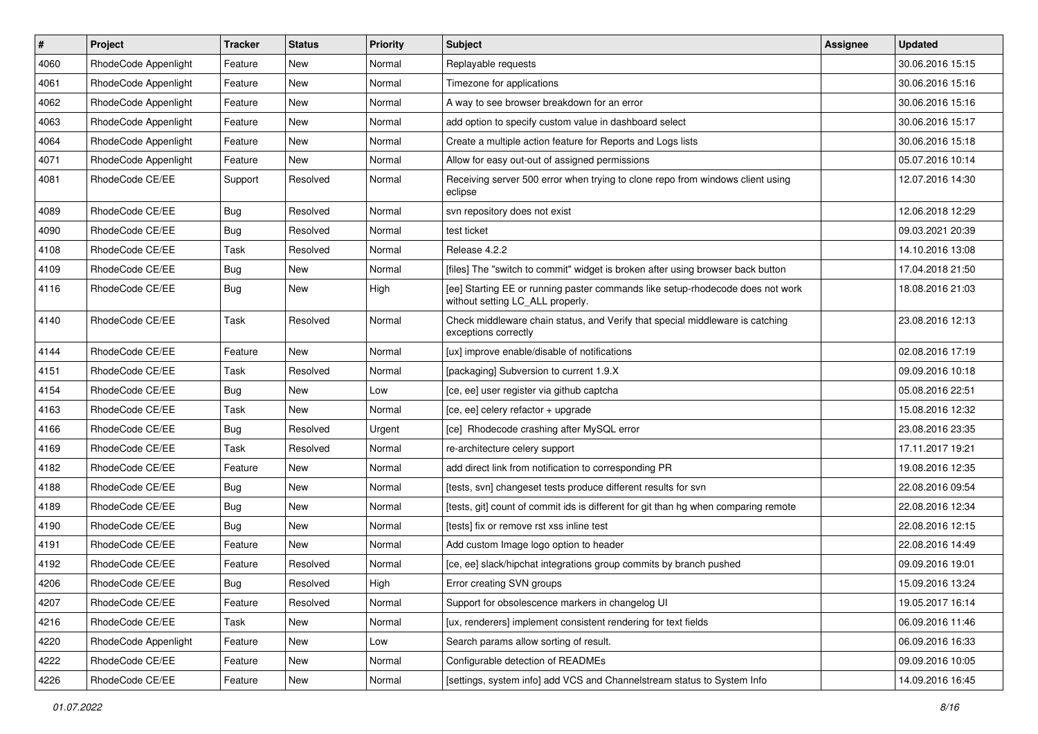| # | Project | Tracker | Status | Priority | Subject | Assignee | Updated |
|---|---|---|---|---|---|---|---|
| 4060 | RhodeCode Appenlight | Feature | New | Normal | Replayable requests | | 30.06.2016 15:15 |
| 4061 | RhodeCode Appenlight | Feature | New | Normal | Timezone for applications | | 30.06.2016 15:16 |
| 4062 | RhodeCode Appenlight | Feature | New | Normal | A way to see browser breakdown for an error | | 30.06.2016 15:16 |
| 4063 | RhodeCode Appenlight | Feature | New | Normal | add option to specify custom value in dashboard select | | 30.06.2016 15:17 |
| 4064 | RhodeCode Appenlight | Feature | New | Normal | Create a multiple action feature for Reports and Logs lists | | 30.06.2016 15:18 |
| 4071 | RhodeCode Appenlight | Feature | New | Normal | Allow for easy out-out of assigned permissions | | 05.07.2016 10:14 |
| 4081 | RhodeCode CE/EE | Support | Resolved | Normal | Receiving server 500 error when trying to clone repo from windows client using eclipse | | 12.07.2016 14:30 |
| 4089 | RhodeCode CE/EE | Bug | Resolved | Normal | svn repository does not exist | | 12.06.2018 12:29 |
| 4090 | RhodeCode CE/EE | Bug | Resolved | Normal | test ticket | | 09.03.2021 20:39 |
| 4108 | RhodeCode CE/EE | Task | Resolved | Normal | Release 4.2.2 | | 14.10.2016 13:08 |
| 4109 | RhodeCode CE/EE | Bug | New | Normal | [files] The "switch to commit" widget is broken after using browser back button | | 17.04.2018 21:50 |
| 4116 | RhodeCode CE/EE | Bug | New | High | [ee] Starting EE or running paster commands like setup-rhodecode does not work without setting LC_ALL properly. | | 18.08.2016 21:03 |
| 4140 | RhodeCode CE/EE | Task | Resolved | Normal | Check middleware chain status, and Verify that special middleware is catching exceptions correctly | | 23.08.2016 12:13 |
| 4144 | RhodeCode CE/EE | Feature | New | Normal | [ux] improve enable/disable of notifications | | 02.08.2016 17:19 |
| 4151 | RhodeCode CE/EE | Task | Resolved | Normal | [packaging] Subversion to current 1.9.X | | 09.09.2016 10:18 |
| 4154 | RhodeCode CE/EE | Bug | New | Low | [ce, ee] user register via github captcha | | 05.08.2016 22:51 |
| 4163 | RhodeCode CE/EE | Task | New | Normal | [ce, ee] celery refactor + upgrade | | 15.08.2016 12:32 |
| 4166 | RhodeCode CE/EE | Bug | Resolved | Urgent | [ce]  Rhodecode crashing after MySQL error | | 23.08.2016 23:35 |
| 4169 | RhodeCode CE/EE | Task | Resolved | Normal | re-architecture celery support | | 17.11.2017 19:21 |
| 4182 | RhodeCode CE/EE | Feature | New | Normal | add direct link from notification to corresponding PR | | 19.08.2016 12:35 |
| 4188 | RhodeCode CE/EE | Bug | New | Normal | [tests, svn] changeset tests produce different results for svn | | 22.08.2016 09:54 |
| 4189 | RhodeCode CE/EE | Bug | New | Normal | [tests, git] count of commit ids is different for git than hg when comparing remote | | 22.08.2016 12:34 |
| 4190 | RhodeCode CE/EE | Bug | New | Normal | [tests] fix or remove rst xss inline test | | 22.08.2016 12:15 |
| 4191 | RhodeCode CE/EE | Feature | New | Normal | Add custom Image logo option to header | | 22.08.2016 14:49 |
| 4192 | RhodeCode CE/EE | Feature | Resolved | Normal | [ce, ee] slack/hipchat integrations group commits by branch pushed | | 09.09.2016 19:01 |
| 4206 | RhodeCode CE/EE | Bug | Resolved | High | Error creating SVN groups | | 15.09.2016 13:24 |
| 4207 | RhodeCode CE/EE | Feature | Resolved | Normal | Support for obsolescence markers in changelog UI | | 19.05.2017 16:14 |
| 4216 | RhodeCode CE/EE | Task | New | Normal | [ux, renderers] implement consistent rendering for text fields | | 06.09.2016 11:46 |
| 4220 | RhodeCode Appenlight | Feature | New | Low | Search params allow sorting of result. | | 06.09.2016 16:33 |
| 4222 | RhodeCode CE/EE | Feature | New | Normal | Configurable detection of READMEs | | 09.09.2016 10:05 |
| 4226 | RhodeCode CE/EE | Feature | New | Normal | [settings, system info] add VCS and Channelstream status to System Info | | 14.09.2016 16:45 |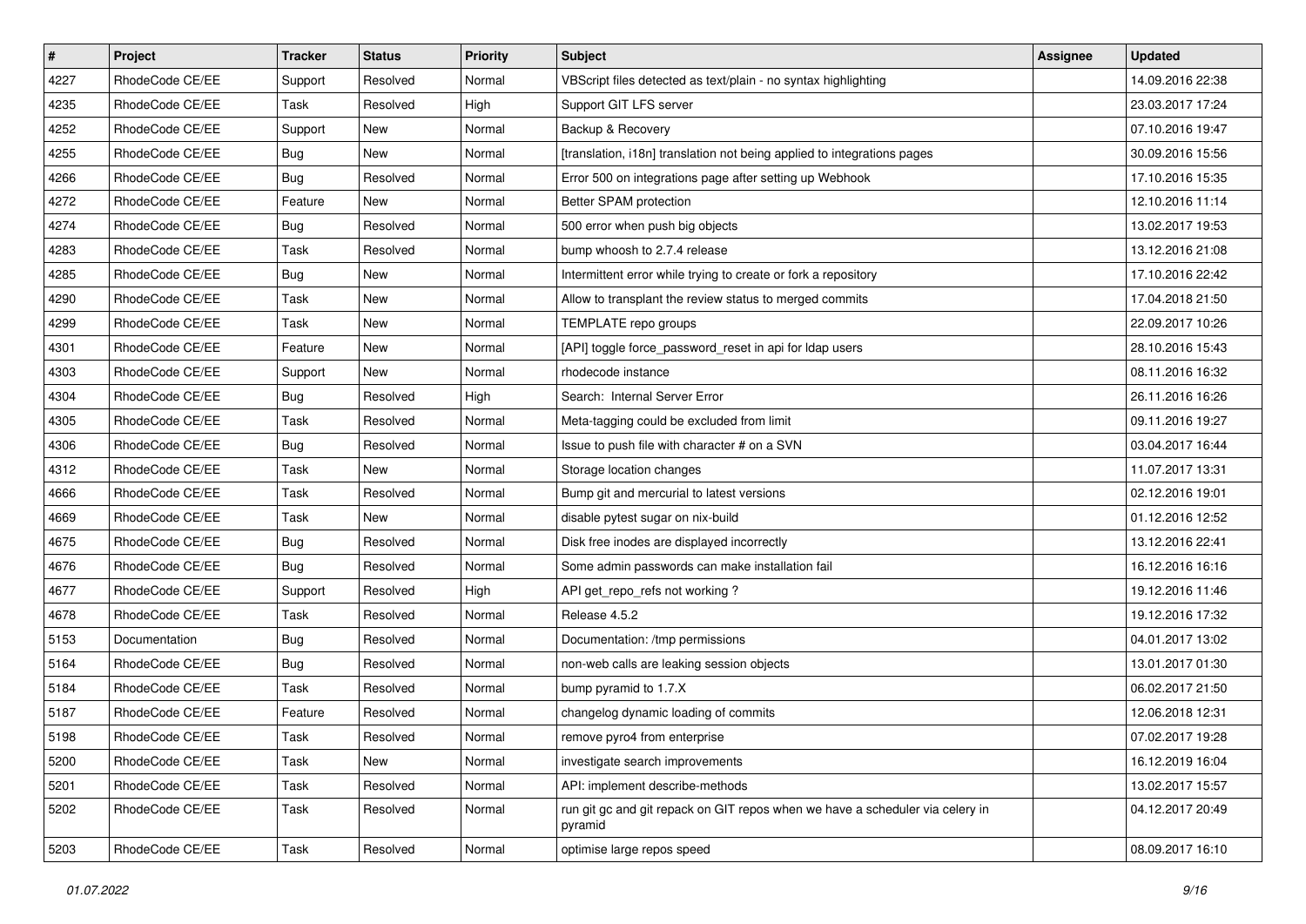| # | Project | Tracker | Status | Priority | Subject | Assignee | Updated |
|---|---|---|---|---|---|---|---|
| 4227 | RhodeCode CE/EE | Support | Resolved | Normal | VBScript files detected as text/plain - no syntax highlighting | | 14.09.2016 22:38 |
| 4235 | RhodeCode CE/EE | Task | Resolved | High | Support GIT LFS server | | 23.03.2017 17:24 |
| 4252 | RhodeCode CE/EE | Support | New | Normal | Backup & Recovery | | 07.10.2016 19:47 |
| 4255 | RhodeCode CE/EE | Bug | New | Normal | [translation, i18n] translation not being applied to integrations pages | | 30.09.2016 15:56 |
| 4266 | RhodeCode CE/EE | Bug | Resolved | Normal | Error 500 on integrations page after setting up Webhook | | 17.10.2016 15:35 |
| 4272 | RhodeCode CE/EE | Feature | New | Normal | Better SPAM protection | | 12.10.2016 11:14 |
| 4274 | RhodeCode CE/EE | Bug | Resolved | Normal | 500 error when push big objects | | 13.02.2017 19:53 |
| 4283 | RhodeCode CE/EE | Task | Resolved | Normal | bump whoosh to 2.7.4 release | | 13.12.2016 21:08 |
| 4285 | RhodeCode CE/EE | Bug | New | Normal | Intermittent error while trying to create or fork a repository | | 17.10.2016 22:42 |
| 4290 | RhodeCode CE/EE | Task | New | Normal | Allow to transplant the review status to merged commits | | 17.04.2018 21:50 |
| 4299 | RhodeCode CE/EE | Task | New | Normal | TEMPLATE repo groups | | 22.09.2017 10:26 |
| 4301 | RhodeCode CE/EE | Feature | New | Normal | [API] toggle force_password_reset in api for ldap users | | 28.10.2016 15:43 |
| 4303 | RhodeCode CE/EE | Support | New | Normal | rhodecode instance | | 08.11.2016 16:32 |
| 4304 | RhodeCode CE/EE | Bug | Resolved | High | Search: Internal Server Error | | 26.11.2016 16:26 |
| 4305 | RhodeCode CE/EE | Task | Resolved | Normal | Meta-tagging could be excluded from limit | | 09.11.2016 19:27 |
| 4306 | RhodeCode CE/EE | Bug | Resolved | Normal | Issue to push file with character # on a SVN | | 03.04.2017 16:44 |
| 4312 | RhodeCode CE/EE | Task | New | Normal | Storage location changes | | 11.07.2017 13:31 |
| 4666 | RhodeCode CE/EE | Task | Resolved | Normal | Bump git and mercurial to latest versions | | 02.12.2016 19:01 |
| 4669 | RhodeCode CE/EE | Task | New | Normal | disable pytest sugar on nix-build | | 01.12.2016 12:52 |
| 4675 | RhodeCode CE/EE | Bug | Resolved | Normal | Disk free inodes are displayed incorrectly | | 13.12.2016 22:41 |
| 4676 | RhodeCode CE/EE | Bug | Resolved | Normal | Some admin passwords can make installation fail | | 16.12.2016 16:16 |
| 4677 | RhodeCode CE/EE | Support | Resolved | High | API get_repo_refs not working ? | | 19.12.2016 11:46 |
| 4678 | RhodeCode CE/EE | Task | Resolved | Normal | Release 4.5.2 | | 19.12.2016 17:32 |
| 5153 | Documentation | Bug | Resolved | Normal | Documentation: /tmp permissions | | 04.01.2017 13:02 |
| 5164 | RhodeCode CE/EE | Bug | Resolved | Normal | non-web calls are leaking session objects | | 13.01.2017 01:30 |
| 5184 | RhodeCode CE/EE | Task | Resolved | Normal | bump pyramid to 1.7.X | | 06.02.2017 21:50 |
| 5187 | RhodeCode CE/EE | Feature | Resolved | Normal | changelog dynamic loading of commits | | 12.06.2018 12:31 |
| 5198 | RhodeCode CE/EE | Task | Resolved | Normal | remove pyro4 from enterprise | | 07.02.2017 19:28 |
| 5200 | RhodeCode CE/EE | Task | New | Normal | investigate search improvements | | 16.12.2019 16:04 |
| 5201 | RhodeCode CE/EE | Task | Resolved | Normal | API: implement describe-methods | | 13.02.2017 15:57 |
| 5202 | RhodeCode CE/EE | Task | Resolved | Normal | run git gc and git repack on GIT repos when we have a scheduler via celery in pyramid | | 04.12.2017 20:49 |
| 5203 | RhodeCode CE/EE | Task | Resolved | Normal | optimise large repos speed | | 08.09.2017 16:10 |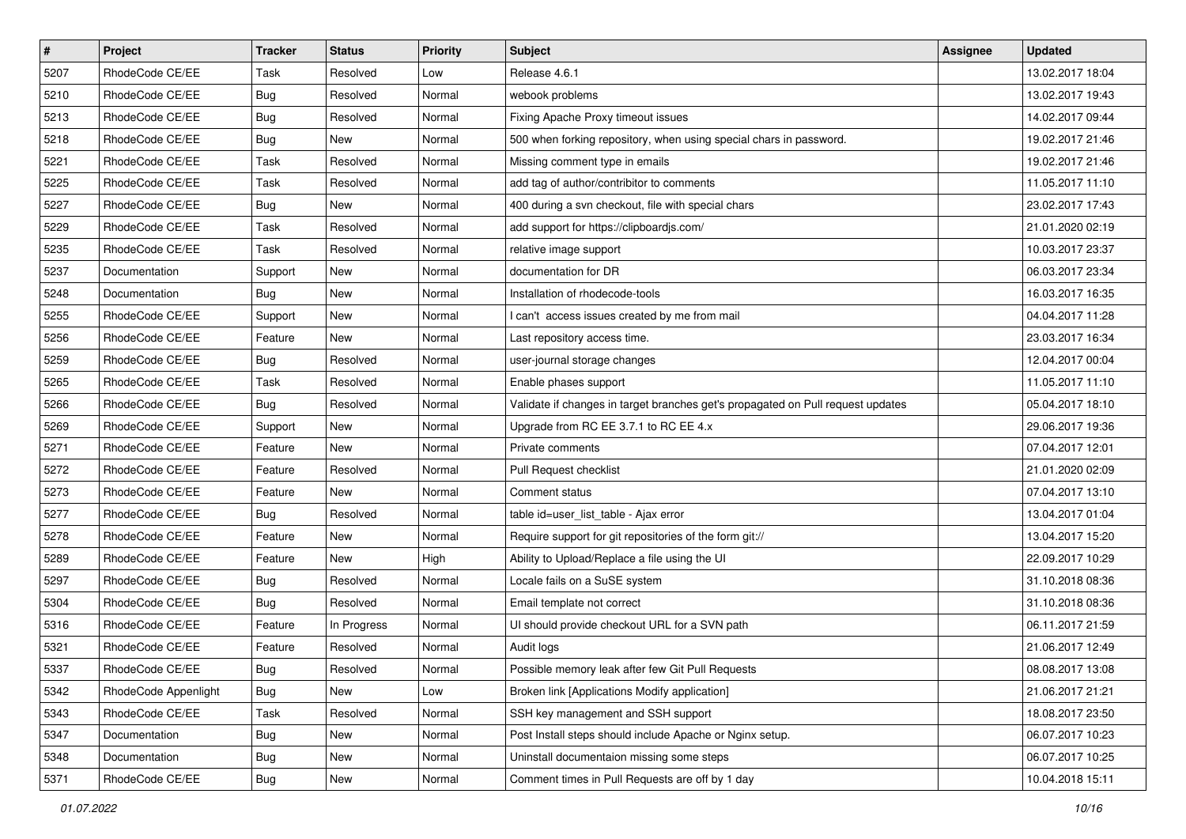| # | Project | Tracker | Status | Priority | Subject | Assignee | Updated |
|---|---|---|---|---|---|---|---|
| 5207 | RhodeCode CE/EE | Task | Resolved | Low | Release 4.6.1 | | 13.02.2017 18:04 |
| 5210 | RhodeCode CE/EE | Bug | Resolved | Normal | webook problems | | 13.02.2017 19:43 |
| 5213 | RhodeCode CE/EE | Bug | Resolved | Normal | Fixing Apache Proxy timeout issues | | 14.02.2017 09:44 |
| 5218 | RhodeCode CE/EE | Bug | New | Normal | 500 when forking repository, when using special chars in password. | | 19.02.2017 21:46 |
| 5221 | RhodeCode CE/EE | Task | Resolved | Normal | Missing comment type in emails | | 19.02.2017 21:46 |
| 5225 | RhodeCode CE/EE | Task | Resolved | Normal | add tag of author/contribitor to comments | | 11.05.2017 11:10 |
| 5227 | RhodeCode CE/EE | Bug | New | Normal | 400 during a svn checkout, file with special chars | | 23.02.2017 17:43 |
| 5229 | RhodeCode CE/EE | Task | Resolved | Normal | add support for https://clipboardjs.com/ | | 21.01.2020 02:19 |
| 5235 | RhodeCode CE/EE | Task | Resolved | Normal | relative image support | | 10.03.2017 23:37 |
| 5237 | Documentation | Support | New | Normal | documentation for DR | | 06.03.2017 23:34 |
| 5248 | Documentation | Bug | New | Normal | Installation of rhodecode-tools | | 16.03.2017 16:35 |
| 5255 | RhodeCode CE/EE | Support | New | Normal | I can't access issues created by me from mail | | 04.04.2017 11:28 |
| 5256 | RhodeCode CE/EE | Feature | New | Normal | Last repository access time. | | 23.03.2017 16:34 |
| 5259 | RhodeCode CE/EE | Bug | Resolved | Normal | user-journal storage changes | | 12.04.2017 00:04 |
| 5265 | RhodeCode CE/EE | Task | Resolved | Normal | Enable phases support | | 11.05.2017 11:10 |
| 5266 | RhodeCode CE/EE | Bug | Resolved | Normal | Validate if changes in target branches get's propagated on Pull request updates | | 05.04.2017 18:10 |
| 5269 | RhodeCode CE/EE | Support | New | Normal | Upgrade from RC EE 3.7.1 to RC EE 4.x | | 29.06.2017 19:36 |
| 5271 | RhodeCode CE/EE | Feature | New | Normal | Private comments | | 07.04.2017 12:01 |
| 5272 | RhodeCode CE/EE | Feature | Resolved | Normal | Pull Request checklist | | 21.01.2020 02:09 |
| 5273 | RhodeCode CE/EE | Feature | New | Normal | Comment status | | 07.04.2017 13:10 |
| 5277 | RhodeCode CE/EE | Bug | Resolved | Normal | table id=user_list_table - Ajax error | | 13.04.2017 01:04 |
| 5278 | RhodeCode CE/EE | Feature | New | Normal | Require support for git repositories of the form git:// | | 13.04.2017 15:20 |
| 5289 | RhodeCode CE/EE | Feature | New | High | Ability to Upload/Replace a file using the UI | | 22.09.2017 10:29 |
| 5297 | RhodeCode CE/EE | Bug | Resolved | Normal | Locale fails on a SuSE system | | 31.10.2018 08:36 |
| 5304 | RhodeCode CE/EE | Bug | Resolved | Normal | Email template not correct | | 31.10.2018 08:36 |
| 5316 | RhodeCode CE/EE | Feature | In Progress | Normal | UI should provide checkout URL for a SVN path | | 06.11.2017 21:59 |
| 5321 | RhodeCode CE/EE | Feature | Resolved | Normal | Audit logs | | 21.06.2017 12:49 |
| 5337 | RhodeCode CE/EE | Bug | Resolved | Normal | Possible memory leak after few Git Pull Requests | | 08.08.2017 13:08 |
| 5342 | RhodeCode Appenlight | Bug | New | Low | Broken link [Applications Modify application] | | 21.06.2017 21:21 |
| 5343 | RhodeCode CE/EE | Task | Resolved | Normal | SSH key management and SSH support | | 18.08.2017 23:50 |
| 5347 | Documentation | Bug | New | Normal | Post Install steps should include Apache or Nginx setup. | | 06.07.2017 10:23 |
| 5348 | Documentation | Bug | New | Normal | Uninstall documentaion missing some steps | | 06.07.2017 10:25 |
| 5371 | RhodeCode CE/EE | Bug | New | Normal | Comment times in Pull Requests are off by 1 day | | 10.04.2018 15:11 |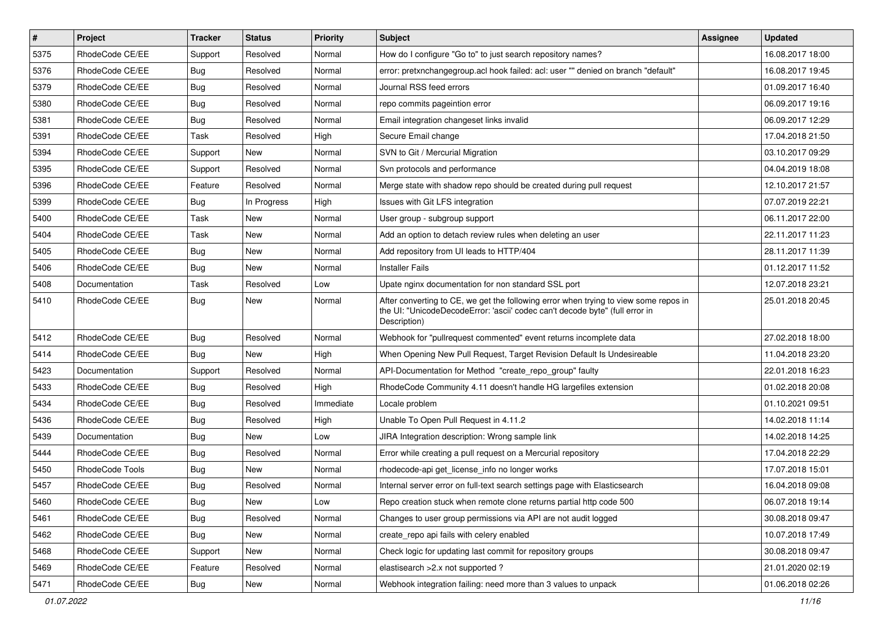| # | Project | Tracker | Status | Priority | Subject | Assignee | Updated |
|---|---|---|---|---|---|---|---|
| 5375 | RhodeCode CE/EE | Support | Resolved | Normal | How do I configure "Go to" to just search repository names? | | 16.08.2017 18:00 |
| 5376 | RhodeCode CE/EE | Bug | Resolved | Normal | error: pretxnchangegroup.acl hook failed: acl: user "" denied on branch "default" | | 16.08.2017 19:45 |
| 5379 | RhodeCode CE/EE | Bug | Resolved | Normal | Journal RSS feed errors | | 01.09.2017 16:40 |
| 5380 | RhodeCode CE/EE | Bug | Resolved | Normal | repo commits pageintion error | | 06.09.2017 19:16 |
| 5381 | RhodeCode CE/EE | Bug | Resolved | Normal | Email integration changeset links invalid | | 06.09.2017 12:29 |
| 5391 | RhodeCode CE/EE | Task | Resolved | High | Secure Email change | | 17.04.2018 21:50 |
| 5394 | RhodeCode CE/EE | Support | New | Normal | SVN to Git / Mercurial Migration | | 03.10.2017 09:29 |
| 5395 | RhodeCode CE/EE | Support | Resolved | Normal | Svn protocols and performance | | 04.04.2019 18:08 |
| 5396 | RhodeCode CE/EE | Feature | Resolved | Normal | Merge state with shadow repo should be created during pull request | | 12.10.2017 21:57 |
| 5399 | RhodeCode CE/EE | Bug | In Progress | High | Issues with Git LFS integration | | 07.07.2019 22:21 |
| 5400 | RhodeCode CE/EE | Task | New | Normal | User group - subgroup support | | 06.11.2017 22:00 |
| 5404 | RhodeCode CE/EE | Task | New | Normal | Add an option to detach review rules when deleting an user | | 22.11.2017 11:23 |
| 5405 | RhodeCode CE/EE | Bug | New | Normal | Add repository from UI leads to HTTP/404 | | 28.11.2017 11:39 |
| 5406 | RhodeCode CE/EE | Bug | New | Normal | Installer Fails | | 01.12.2017 11:52 |
| 5408 | Documentation | Task | Resolved | Low | Upate nginx documentation for non standard SSL port | | 12.07.2018 23:21 |
| 5410 | RhodeCode CE/EE | Bug | New | Normal | After converting to CE, we get the following error when trying to view some repos in the UI: "UnicodeDecodeError: 'ascii' codec can't decode byte" (full error in Description) | | 25.01.2018 20:45 |
| 5412 | RhodeCode CE/EE | Bug | Resolved | Normal | Webhook for "pullrequest commented" event returns incomplete data | | 27.02.2018 18:00 |
| 5414 | RhodeCode CE/EE | Bug | New | High | When Opening New Pull Request, Target Revision Default Is Undesireable | | 11.04.2018 23:20 |
| 5423 | Documentation | Support | Resolved | Normal | API-Documentation for Method "create_repo_group" faulty | | 22.01.2018 16:23 |
| 5433 | RhodeCode CE/EE | Bug | Resolved | High | RhodeCode Community 4.11 doesn't handle HG largefiles extension | | 01.02.2018 20:08 |
| 5434 | RhodeCode CE/EE | Bug | Resolved | Immediate | Locale problem | | 01.10.2021 09:51 |
| 5436 | RhodeCode CE/EE | Bug | Resolved | High | Unable To Open Pull Request in 4.11.2 | | 14.02.2018 11:14 |
| 5439 | Documentation | Bug | New | Low | JIRA Integration description: Wrong sample link | | 14.02.2018 14:25 |
| 5444 | RhodeCode CE/EE | Bug | Resolved | Normal | Error while creating a pull request on a Mercurial repository | | 17.04.2018 22:29 |
| 5450 | RhodeCode Tools | Bug | New | Normal | rhodecode-api get_license_info no longer works | | 17.07.2018 15:01 |
| 5457 | RhodeCode CE/EE | Bug | Resolved | Normal | Internal server error on full-text search settings page with Elasticsearch | | 16.04.2018 09:08 |
| 5460 | RhodeCode CE/EE | Bug | New | Low | Repo creation stuck when remote clone returns partial http code 500 | | 06.07.2018 19:14 |
| 5461 | RhodeCode CE/EE | Bug | Resolved | Normal | Changes to user group permissions via API are not audit logged | | 30.08.2018 09:47 |
| 5462 | RhodeCode CE/EE | Bug | New | Normal | create_repo api fails with celery enabled | | 10.07.2018 17:49 |
| 5468 | RhodeCode CE/EE | Support | New | Normal | Check logic for updating last commit for repository groups | | 30.08.2018 09:47 |
| 5469 | RhodeCode CE/EE | Feature | Resolved | Normal | elastiesearch >2.x not supported ? | | 21.01.2020 02:19 |
| 5471 | RhodeCode CE/EE | Bug | New | Normal | Webhook integration failing: need more than 3 values to unpack | | 01.06.2018 02:26 |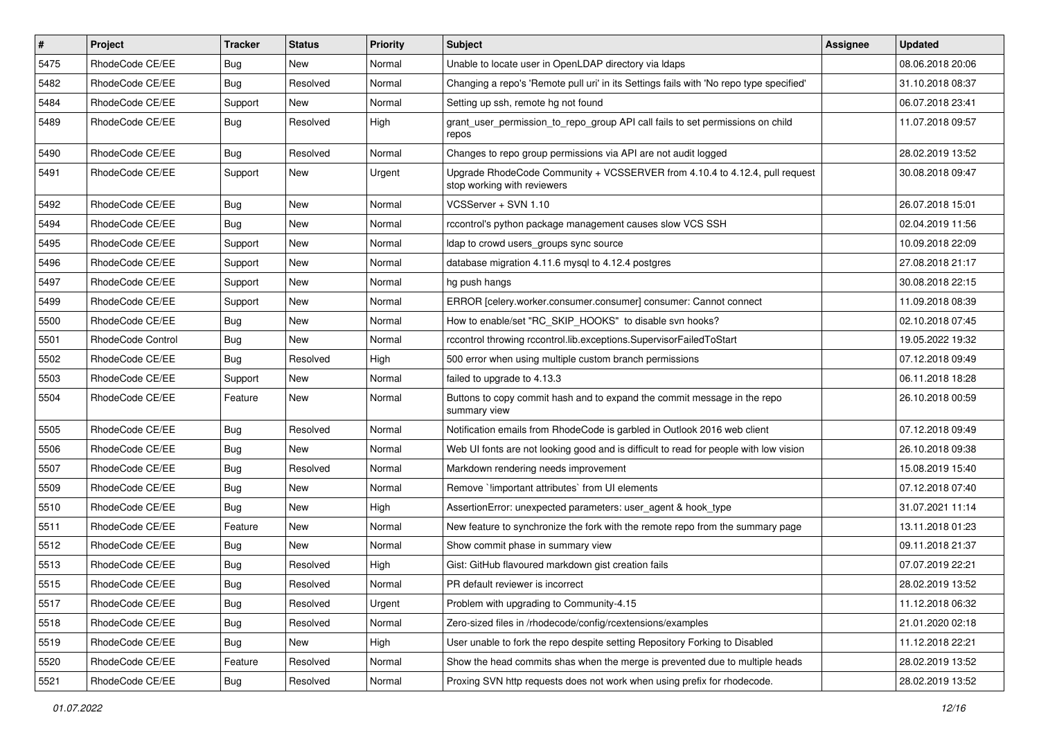| # | Project | Tracker | Status | Priority | Subject | Assignee | Updated |
| --- | --- | --- | --- | --- | --- | --- | --- |
| 5475 | RhodeCode CE/EE | Bug | New | Normal | Unable to locate user in OpenLDAP directory via ldaps | | 08.06.2018 20:06 |
| 5482 | RhodeCode CE/EE | Bug | Resolved | Normal | Changing a repo's 'Remote pull uri' in its Settings fails with 'No repo type specified' | | 31.10.2018 08:37 |
| 5484 | RhodeCode CE/EE | Support | New | Normal | Setting up ssh, remote hg not found | | 06.07.2018 23:41 |
| 5489 | RhodeCode CE/EE | Bug | Resolved | High | grant_user_permission_to_repo_group API call fails to set permissions on child repos | | 11.07.2018 09:57 |
| 5490 | RhodeCode CE/EE | Bug | Resolved | Normal | Changes to repo group permissions via API are not audit logged | | 28.02.2019 13:52 |
| 5491 | RhodeCode CE/EE | Support | New | Urgent | Upgrade RhodeCode Community + VCSSERVER from 4.10.4 to 4.12.4, pull request stop working with reviewers | | 30.08.2018 09:47 |
| 5492 | RhodeCode CE/EE | Bug | New | Normal | VCSServer + SVN 1.10 | | 26.07.2018 15:01 |
| 5494 | RhodeCode CE/EE | Bug | New | Normal | rccontrol's python package management causes slow VCS SSH | | 02.04.2019 11:56 |
| 5495 | RhodeCode CE/EE | Support | New | Normal | ldap to crowd users_groups sync source | | 10.09.2018 22:09 |
| 5496 | RhodeCode CE/EE | Support | New | Normal | database migration 4.11.6 mysql to 4.12.4 postgres | | 27.08.2018 21:17 |
| 5497 | RhodeCode CE/EE | Support | New | Normal | hg push hangs | | 30.08.2018 22:15 |
| 5499 | RhodeCode CE/EE | Support | New | Normal | ERROR [celery.worker.consumer.consumer] consumer: Cannot connect | | 11.09.2018 08:39 |
| 5500 | RhodeCode CE/EE | Bug | New | Normal | How to enable/set "RC_SKIP_HOOKS" to disable svn hooks? | | 02.10.2018 07:45 |
| 5501 | RhodeCode Control | Bug | New | Normal | rccontrol throwing rccontrol.lib.exceptions.SupervisorFailedToStart | | 19.05.2022 19:32 |
| 5502 | RhodeCode CE/EE | Bug | Resolved | High | 500 error when using multiple custom branch permissions | | 07.12.2018 09:49 |
| 5503 | RhodeCode CE/EE | Support | New | Normal | failed to upgrade to 4.13.3 | | 06.11.2018 18:28 |
| 5504 | RhodeCode CE/EE | Feature | New | Normal | Buttons to copy commit hash and to expand the commit message in the repo summary view | | 26.10.2018 00:59 |
| 5505 | RhodeCode CE/EE | Bug | Resolved | Normal | Notification emails from RhodeCode is garbled in Outlook 2016 web client | | 07.12.2018 09:49 |
| 5506 | RhodeCode CE/EE | Bug | New | Normal | Web UI fonts are not looking good and is difficult to read for people with low vision | | 26.10.2018 09:38 |
| 5507 | RhodeCode CE/EE | Bug | Resolved | Normal | Markdown rendering needs improvement | | 15.08.2019 15:40 |
| 5509 | RhodeCode CE/EE | Bug | New | Normal | Remove `!important attributes` from UI elements | | 07.12.2018 07:40 |
| 5510 | RhodeCode CE/EE | Bug | New | High | AssertionError: unexpected parameters: user_agent & hook_type | | 31.07.2021 11:14 |
| 5511 | RhodeCode CE/EE | Feature | New | Normal | New feature to synchronize the fork with the remote repo from the summary page | | 13.11.2018 01:23 |
| 5512 | RhodeCode CE/EE | Bug | New | Normal | Show commit phase in summary view | | 09.11.2018 21:37 |
| 5513 | RhodeCode CE/EE | Bug | Resolved | High | Gist: GitHub flavoured markdown gist creation fails | | 07.07.2019 22:21 |
| 5515 | RhodeCode CE/EE | Bug | Resolved | Normal | PR default reviewer is incorrect | | 28.02.2019 13:52 |
| 5517 | RhodeCode CE/EE | Bug | Resolved | Urgent | Problem with upgrading to Community-4.15 | | 11.12.2018 06:32 |
| 5518 | RhodeCode CE/EE | Bug | Resolved | Normal | Zero-sized files in /rhodecode/config/rcextensions/examples | | 21.01.2020 02:18 |
| 5519 | RhodeCode CE/EE | Bug | New | High | User unable to fork the repo despite setting Repository Forking to Disabled | | 11.12.2018 22:21 |
| 5520 | RhodeCode CE/EE | Feature | Resolved | Normal | Show the head commits shas when the merge is prevented due to multiple heads | | 28.02.2019 13:52 |
| 5521 | RhodeCode CE/EE | Bug | Resolved | Normal | Proxing SVN http requests does not work when using prefix for rhodecode. | | 28.02.2019 13:52 |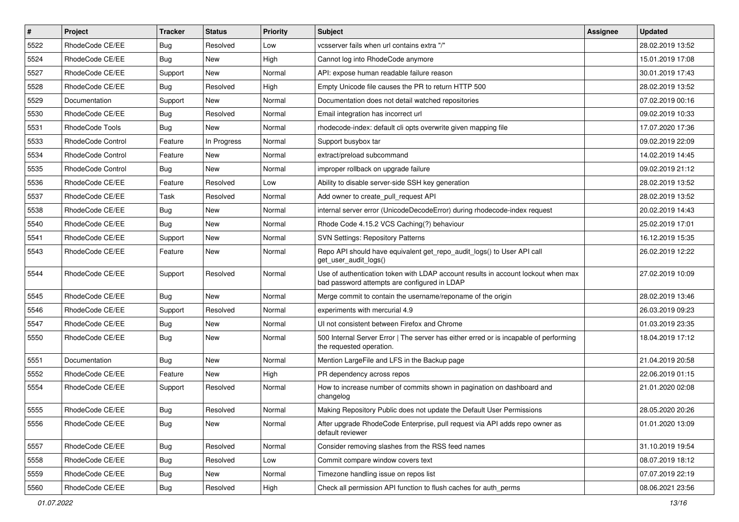| # | Project | Tracker | Status | Priority | Subject | Assignee | Updated |
| --- | --- | --- | --- | --- | --- | --- | --- |
| 5522 | RhodeCode CE/EE | Bug | Resolved | Low | vcsserver fails when url contains extra "/" | | 28.02.2019 13:52 |
| 5524 | RhodeCode CE/EE | Bug | New | High | Cannot log into RhodeCode anymore | | 15.01.2019 17:08 |
| 5527 | RhodeCode CE/EE | Support | New | Normal | API: expose human readable failure reason | | 30.01.2019 17:43 |
| 5528 | RhodeCode CE/EE | Bug | Resolved | High | Empty Unicode file causes the PR to return HTTP 500 | | 28.02.2019 13:52 |
| 5529 | Documentation | Support | New | Normal | Documentation does not detail watched repositories | | 07.02.2019 00:16 |
| 5530 | RhodeCode CE/EE | Bug | Resolved | Normal | Email integration has incorrect url | | 09.02.2019 10:33 |
| 5531 | RhodeCode Tools | Bug | New | Normal | rhodecode-index: default cli opts overwrite given mapping file | | 17.07.2020 17:36 |
| 5533 | RhodeCode Control | Feature | In Progress | Normal | Support busybox tar | | 09.02.2019 22:09 |
| 5534 | RhodeCode Control | Feature | New | Normal | extract/preload subcommand | | 14.02.2019 14:45 |
| 5535 | RhodeCode Control | Bug | New | Normal | improper rollback on upgrade failure | | 09.02.2019 21:12 |
| 5536 | RhodeCode CE/EE | Feature | Resolved | Low | Ability to disable server-side SSH key generation | | 28.02.2019 13:52 |
| 5537 | RhodeCode CE/EE | Task | Resolved | Normal | Add owner to create_pull_request API | | 28.02.2019 13:52 |
| 5538 | RhodeCode CE/EE | Bug | New | Normal | internal server error (UnicodeDecodeError) during rhodecode-index request | | 20.02.2019 14:43 |
| 5540 | RhodeCode CE/EE | Bug | New | Normal | Rhode Code 4.15.2 VCS Caching(?) behaviour | | 25.02.2019 17:01 |
| 5541 | RhodeCode CE/EE | Support | New | Normal | SVN Settings: Repository Patterns | | 16.12.2019 15:35 |
| 5543 | RhodeCode CE/EE | Feature | New | Normal | Repo API should have equivalent get_repo_audit_logs() to User API call get_user_audit_logs() | | 26.02.2019 12:22 |
| 5544 | RhodeCode CE/EE | Support | Resolved | Normal | Use of authentication token with LDAP account results in account lockout when max bad password attempts are configured in LDAP | | 27.02.2019 10:09 |
| 5545 | RhodeCode CE/EE | Bug | New | Normal | Merge commit to contain the username/reponame of the origin | | 28.02.2019 13:46 |
| 5546 | RhodeCode CE/EE | Support | Resolved | Normal | experiments with mercurial 4.9 | | 26.03.2019 09:23 |
| 5547 | RhodeCode CE/EE | Bug | New | Normal | UI not consistent between Firefox and Chrome | | 01.03.2019 23:35 |
| 5550 | RhodeCode CE/EE | Bug | New | Normal | 500 Internal Server Error \| The server has either erred or is incapable of performing the requested operation. | | 18.04.2019 17:12 |
| 5551 | Documentation | Bug | New | Normal | Mention LargeFile and LFS in the Backup page | | 21.04.2019 20:58 |
| 5552 | RhodeCode CE/EE | Feature | New | High | PR dependency across repos | | 22.06.2019 01:15 |
| 5554 | RhodeCode CE/EE | Support | Resolved | Normal | How to increase number of commits shown in pagination on dashboard and changelog | | 21.01.2020 02:08 |
| 5555 | RhodeCode CE/EE | Bug | Resolved | Normal | Making Repository Public does not update the Default User Permissions | | 28.05.2020 20:26 |
| 5556 | RhodeCode CE/EE | Bug | New | Normal | After upgrade RhodeCode Enterprise, pull request via API adds repo owner as default reviewer | | 01.01.2020 13:09 |
| 5557 | RhodeCode CE/EE | Bug | Resolved | Normal | Consider removing slashes from the RSS feed names | | 31.10.2019 19:54 |
| 5558 | RhodeCode CE/EE | Bug | Resolved | Low | Commit compare window covers text | | 08.07.2019 18:12 |
| 5559 | RhodeCode CE/EE | Bug | New | Normal | Timezone handling issue on repos list | | 07.07.2019 22:19 |
| 5560 | RhodeCode CE/EE | Bug | Resolved | High | Check all permission API function to flush caches for auth_perms | | 08.06.2021 23:56 |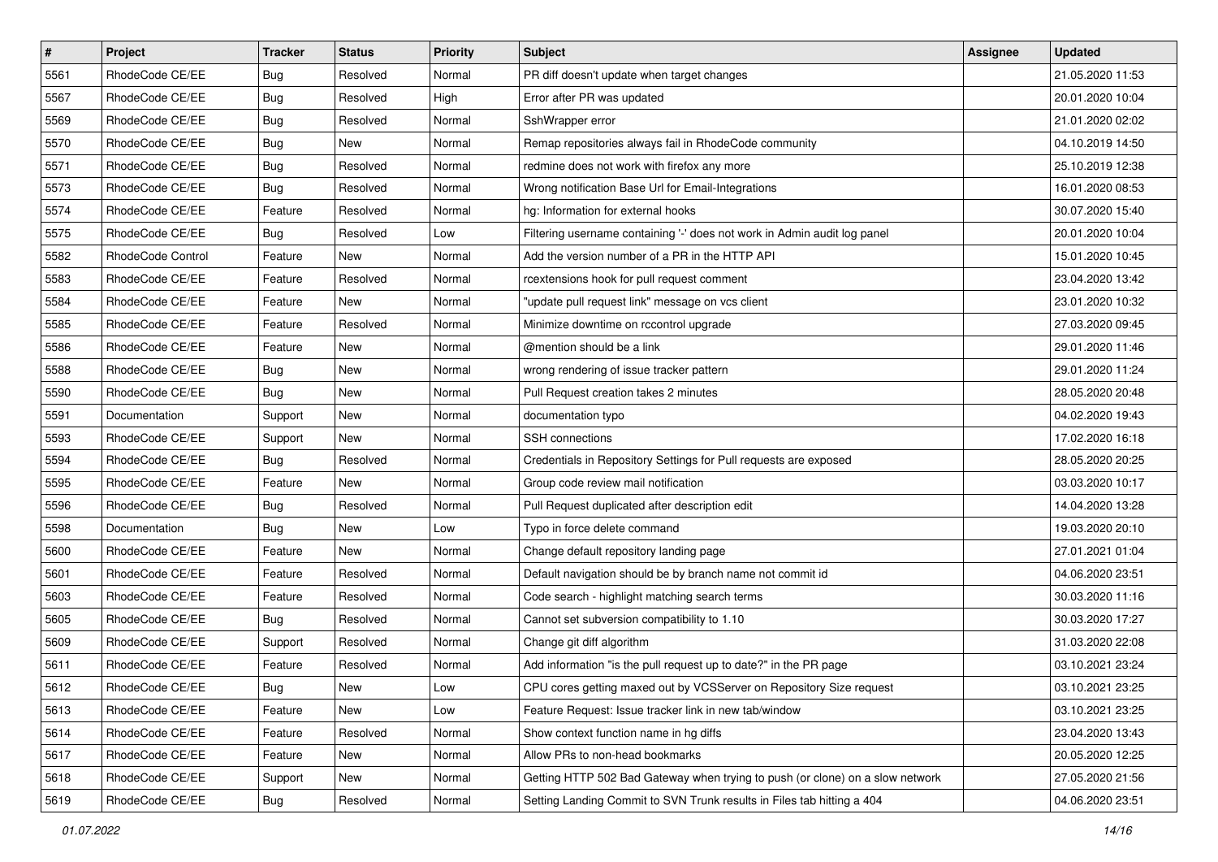| # | Project | Tracker | Status | Priority | Subject | Assignee | Updated |
|---|---|---|---|---|---|---|---|
| 5561 | RhodeCode CE/EE | Bug | Resolved | Normal | PR diff doesn't update when target changes | | 21.05.2020 11:53 |
| 5567 | RhodeCode CE/EE | Bug | Resolved | High | Error after PR was updated | | 20.01.2020 10:04 |
| 5569 | RhodeCode CE/EE | Bug | Resolved | Normal | SshWrapper error | | 21.01.2020 02:02 |
| 5570 | RhodeCode CE/EE | Bug | New | Normal | Remap repositories always fail in RhodeCode community | | 04.10.2019 14:50 |
| 5571 | RhodeCode CE/EE | Bug | Resolved | Normal | redmine does not work with firefox any more | | 25.10.2019 12:38 |
| 5573 | RhodeCode CE/EE | Bug | Resolved | Normal | Wrong notification Base Url for Email-Integrations | | 16.01.2020 08:53 |
| 5574 | RhodeCode CE/EE | Feature | Resolved | Normal | hg: Information for external hooks | | 30.07.2020 15:40 |
| 5575 | RhodeCode CE/EE | Bug | Resolved | Low | Filtering username containing '-' does not work in Admin audit log panel | | 20.01.2020 10:04 |
| 5582 | RhodeCode Control | Feature | New | Normal | Add the version number of a PR in the HTTP API | | 15.01.2020 10:45 |
| 5583 | RhodeCode CE/EE | Feature | Resolved | Normal | rcextensions hook for pull request comment | | 23.04.2020 13:42 |
| 5584 | RhodeCode CE/EE | Feature | New | Normal | "update pull request link" message on vcs client | | 23.01.2020 10:32 |
| 5585 | RhodeCode CE/EE | Feature | Resolved | Normal | Minimize downtime on rccontrol upgrade | | 27.03.2020 09:45 |
| 5586 | RhodeCode CE/EE | Feature | New | Normal | @mention should be a link | | 29.01.2020 11:46 |
| 5588 | RhodeCode CE/EE | Bug | New | Normal | wrong rendering of issue tracker pattern | | 29.01.2020 11:24 |
| 5590 | RhodeCode CE/EE | Bug | New | Normal | Pull Request creation takes 2 minutes | | 28.05.2020 20:48 |
| 5591 | Documentation | Support | New | Normal | documentation typo | | 04.02.2020 19:43 |
| 5593 | RhodeCode CE/EE | Support | New | Normal | SSH connections | | 17.02.2020 16:18 |
| 5594 | RhodeCode CE/EE | Bug | Resolved | Normal | Credentials in Repository Settings for Pull requests are exposed | | 28.05.2020 20:25 |
| 5595 | RhodeCode CE/EE | Feature | New | Normal | Group code review mail notification | | 03.03.2020 10:17 |
| 5596 | RhodeCode CE/EE | Bug | Resolved | Normal | Pull Request duplicated after description edit | | 14.04.2020 13:28 |
| 5598 | Documentation | Bug | New | Low | Typo in force delete command | | 19.03.2020 20:10 |
| 5600 | RhodeCode CE/EE | Feature | New | Normal | Change default repository landing page | | 27.01.2021 01:04 |
| 5601 | RhodeCode CE/EE | Feature | Resolved | Normal | Default navigation should be by branch name not commit id | | 04.06.2020 23:51 |
| 5603 | RhodeCode CE/EE | Feature | Resolved | Normal | Code search - highlight matching search terms | | 30.03.2020 11:16 |
| 5605 | RhodeCode CE/EE | Bug | Resolved | Normal | Cannot set subversion compatibility to 1.10 | | 30.03.2020 17:27 |
| 5609 | RhodeCode CE/EE | Support | Resolved | Normal | Change git diff algorithm | | 31.03.2020 22:08 |
| 5611 | RhodeCode CE/EE | Feature | Resolved | Normal | Add information "is the pull request up to date?" in the PR page | | 03.10.2021 23:24 |
| 5612 | RhodeCode CE/EE | Bug | New | Low | CPU cores getting maxed out by VCSServer on Repository Size request | | 03.10.2021 23:25 |
| 5613 | RhodeCode CE/EE | Feature | New | Low | Feature Request: Issue tracker link in new tab/window | | 03.10.2021 23:25 |
| 5614 | RhodeCode CE/EE | Feature | Resolved | Normal | Show context function name in hg diffs | | 23.04.2020 13:43 |
| 5617 | RhodeCode CE/EE | Feature | New | Normal | Allow PRs to non-head bookmarks | | 20.05.2020 12:25 |
| 5618 | RhodeCode CE/EE | Support | New | Normal | Getting HTTP 502 Bad Gateway when trying to push (or clone) on a slow network | | 27.05.2020 21:56 |
| 5619 | RhodeCode CE/EE | Bug | Resolved | Normal | Setting Landing Commit to SVN Trunk results in Files tab hitting a 404 | | 04.06.2020 23:51 |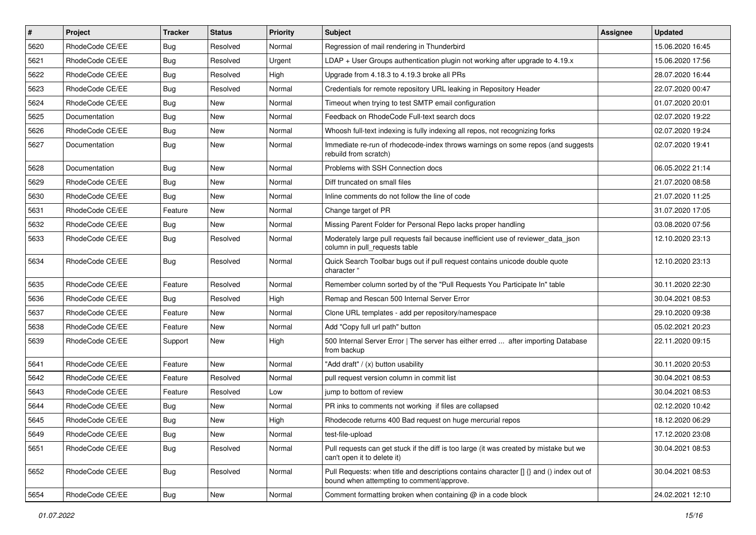| # | Project | Tracker | Status | Priority | Subject | Assignee | Updated |
| --- | --- | --- | --- | --- | --- | --- | --- |
| 5620 | RhodeCode CE/EE | Bug | Resolved | Normal | Regression of mail rendering in Thunderbird | | 15.06.2020 16:45 |
| 5621 | RhodeCode CE/EE | Bug | Resolved | Urgent | LDAP + User Groups authentication plugin not working after upgrade to 4.19.x | | 15.06.2020 17:56 |
| 5622 | RhodeCode CE/EE | Bug | Resolved | High | Upgrade from 4.18.3 to 4.19.3 broke all PRs | | 28.07.2020 16:44 |
| 5623 | RhodeCode CE/EE | Bug | Resolved | Normal | Credentials for remote repository URL leaking in Repository Header | | 22.07.2020 00:47 |
| 5624 | RhodeCode CE/EE | Bug | New | Normal | Timeout when trying to test SMTP email configuration | | 01.07.2020 20:01 |
| 5625 | Documentation | Bug | New | Normal | Feedback on RhodeCode Full-text search docs | | 02.07.2020 19:22 |
| 5626 | RhodeCode CE/EE | Bug | New | Normal | Whoosh full-text indexing is fully indexing all repos, not recognizing forks | | 02.07.2020 19:24 |
| 5627 | Documentation | Bug | New | Normal | Immediate re-run of rhodecode-index throws warnings on some repos (and suggests rebuild from scratch) | | 02.07.2020 19:41 |
| 5628 | Documentation | Bug | New | Normal | Problems with SSH Connection docs | | 06.05.2022 21:14 |
| 5629 | RhodeCode CE/EE | Bug | New | Normal | Diff truncated on small files | | 21.07.2020 08:58 |
| 5630 | RhodeCode CE/EE | Bug | New | Normal | Inline comments do not follow the line of code | | 21.07.2020 11:25 |
| 5631 | RhodeCode CE/EE | Feature | New | Normal | Change target of PR | | 31.07.2020 17:05 |
| 5632 | RhodeCode CE/EE | Bug | New | Normal | Missing Parent Folder for Personal Repo lacks proper handling | | 03.08.2020 07:56 |
| 5633 | RhodeCode CE/EE | Bug | Resolved | Normal | Moderately large pull requests fail because inefficient use of reviewer_data_json column in pull_requests table | | 12.10.2020 23:13 |
| 5634 | RhodeCode CE/EE | Bug | Resolved | Normal | Quick Search Toolbar bugs out if pull request contains unicode double quote character " | | 12.10.2020 23:13 |
| 5635 | RhodeCode CE/EE | Feature | Resolved | Normal | Remember column sorted by of the "Pull Requests You Participate In" table | | 30.11.2020 22:30 |
| 5636 | RhodeCode CE/EE | Bug | Resolved | High | Remap and Rescan 500 Internal Server Error | | 30.04.2021 08:53 |
| 5637 | RhodeCode CE/EE | Feature | New | Normal | Clone URL templates - add per repository/namespace | | 29.10.2020 09:38 |
| 5638 | RhodeCode CE/EE | Feature | New | Normal | Add "Copy full url path" button | | 05.02.2021 20:23 |
| 5639 | RhodeCode CE/EE | Support | New | High | 500 Internal Server Error \| The server has either erred ... after importing Database from backup | | 22.11.2020 09:15 |
| 5641 | RhodeCode CE/EE | Feature | New | Normal | "Add draft" / (x) button usability | | 30.11.2020 20:53 |
| 5642 | RhodeCode CE/EE | Feature | Resolved | Normal | pull request version column in commit list | | 30.04.2021 08:53 |
| 5643 | RhodeCode CE/EE | Feature | Resolved | Low | jump to bottom of review | | 30.04.2021 08:53 |
| 5644 | RhodeCode CE/EE | Bug | New | Normal | PR inks to comments not working if files are collapsed | | 02.12.2020 10:42 |
| 5645 | RhodeCode CE/EE | Bug | New | High | Rhodecode returns 400 Bad request on huge mercurial repos | | 18.12.2020 06:29 |
| 5649 | RhodeCode CE/EE | Bug | New | Normal | test-file-upload | | 17.12.2020 23:08 |
| 5651 | RhodeCode CE/EE | Bug | Resolved | Normal | Pull requests can get stuck if the diff is too large (it was created by mistake but we can't open it to delete it) | | 30.04.2021 08:53 |
| 5652 | RhodeCode CE/EE | Bug | Resolved | Normal | Pull Requests: when title and descriptions contains character [] {} and () index out of bound when attempting to comment/approve. | | 30.04.2021 08:53 |
| 5654 | RhodeCode CE/EE | Bug | New | Normal | Comment formatting broken when containing @ in a code block | | 24.02.2021 12:10 |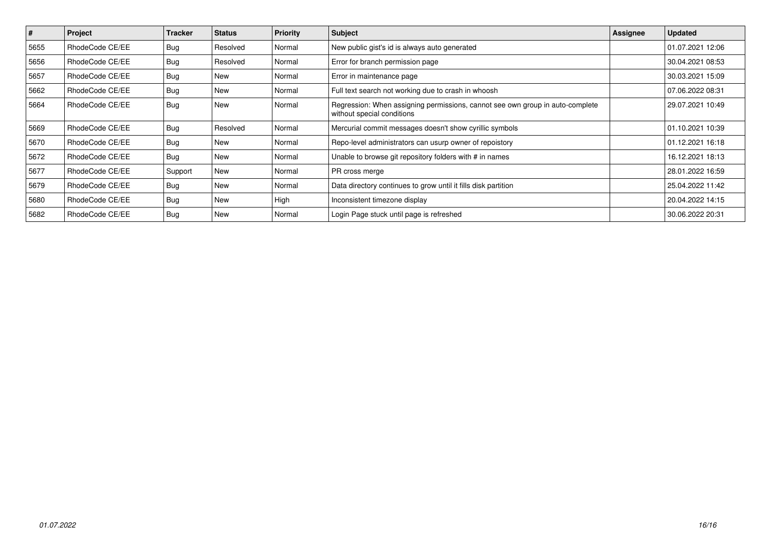| # | Project | Tracker | Status | Priority | Subject | Assignee | Updated |
|---|---|---|---|---|---|---|---|
| 5655 | RhodeCode CE/EE | Bug | Resolved | Normal | New public gist's id is always auto generated | | 01.07.2021 12:06 |
| 5656 | RhodeCode CE/EE | Bug | Resolved | Normal | Error for branch permission page | | 30.04.2021 08:53 |
| 5657 | RhodeCode CE/EE | Bug | New | Normal | Error in maintenance page | | 30.03.2021 15:09 |
| 5662 | RhodeCode CE/EE | Bug | New | Normal | Full text search not working due to crash in whoosh | | 07.06.2022 08:31 |
| 5664 | RhodeCode CE/EE | Bug | New | Normal | Regression: When assigning permissions, cannot see own group in auto-complete without special conditions | | 29.07.2021 10:49 |
| 5669 | RhodeCode CE/EE | Bug | Resolved | Normal | Mercurial commit messages doesn't show cyrillic symbols | | 01.10.2021 10:39 |
| 5670 | RhodeCode CE/EE | Bug | New | Normal | Repo-level administrators can usurp owner of repoistory | | 01.12.2021 16:18 |
| 5672 | RhodeCode CE/EE | Bug | New | Normal | Unable to browse git repository folders with # in names | | 16.12.2021 18:13 |
| 5677 | RhodeCode CE/EE | Support | New | Normal | PR cross merge | | 28.01.2022 16:59 |
| 5679 | RhodeCode CE/EE | Bug | New | Normal | Data directory continues to grow until it fills disk partition | | 25.04.2022 11:42 |
| 5680 | RhodeCode CE/EE | Bug | New | High | Inconsistent timezone display | | 20.04.2022 14:15 |
| 5682 | RhodeCode CE/EE | Bug | New | Normal | Login Page stuck until page is refreshed | | 30.06.2022 20:31 |